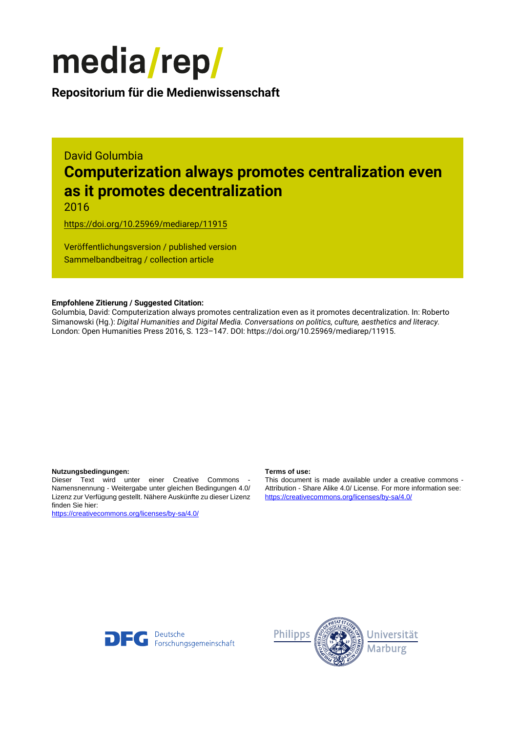# media/rep/

**Repositorium für die Medienwissenschaft**

David Golumbia

## Computerization always promotes centralization even as it promotes decentralization

2016

https://doi.org/10.25969/mediarep/11915

Veröffentlichungsversion / published version
Sammelbandbeitrag / collection article

**Empfohlene Zitierung / Suggested Citation:**
Golumbia, David: Computerization always promotes centralization even as it promotes decentralization. In: Roberto Simanowski (Hg.): *Digital Humanities and Digital Media. Conversations on politics, culture, aesthetics and literacy.* London: Open Humanities Press 2016, S. 123–147. DOI: https://doi.org/10.25969/mediarep/11915.

**Nutzungsbedingungen:**
Dieser Text wird unter einer Creative Commons - Namensnennung - Weitergabe unter gleichen Bedingungen 4.0/ Lizenz zur Verfügung gestellt. Nähere Auskünfte zu dieser Lizenz finden Sie hier:
https://creativecommons.org/licenses/by-sa/4.0/

**Terms of use:**
This document is made available under a creative commons - Attribution - Share Alike 4.0/ License. For more information see:
https://creativecommons.org/licenses/by-sa/4.0/

Deutsche Forschungsgemeinschaft

Philipps Universität Marburg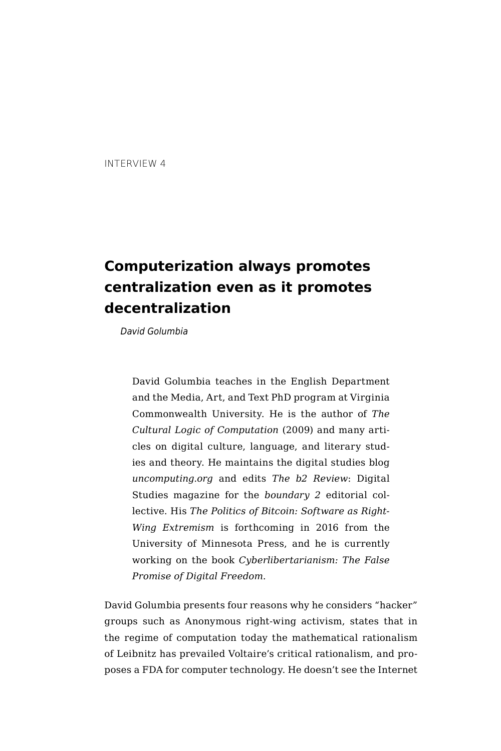INTERVIEW 4

# Computerization always promotes centralization even as it promotes decentralization

*David Golumbia*

> David Golumbia teaches in the English Department and the Media, Art, and Text PhD program at Virginia Commonwealth University. He is the author of *The Cultural Logic of Computation* (2009) and many articles on digital culture, language, and literary studies and theory. He maintains the digital studies blog *uncomputing.org* and edits *The b2 Review*: Digital Studies magazine for the *boundary 2* editorial collective. His *The Politics of Bitcoin: Software as Right-Wing Extremism* is forthcoming in 2016 from the University of Minnesota Press, and he is currently working on the book *Cyberlibertarianism: The False Promise of Digital Freedom*.

David Golumbia presents four reasons why he considers "hacker" groups such as Anonymous right-wing activism, states that in the regime of computation today the mathematical rationalism of Leibnitz has prevailed Voltaire's critical rationalism, and proposes a FDA for computer technology. He doesn't see the Internet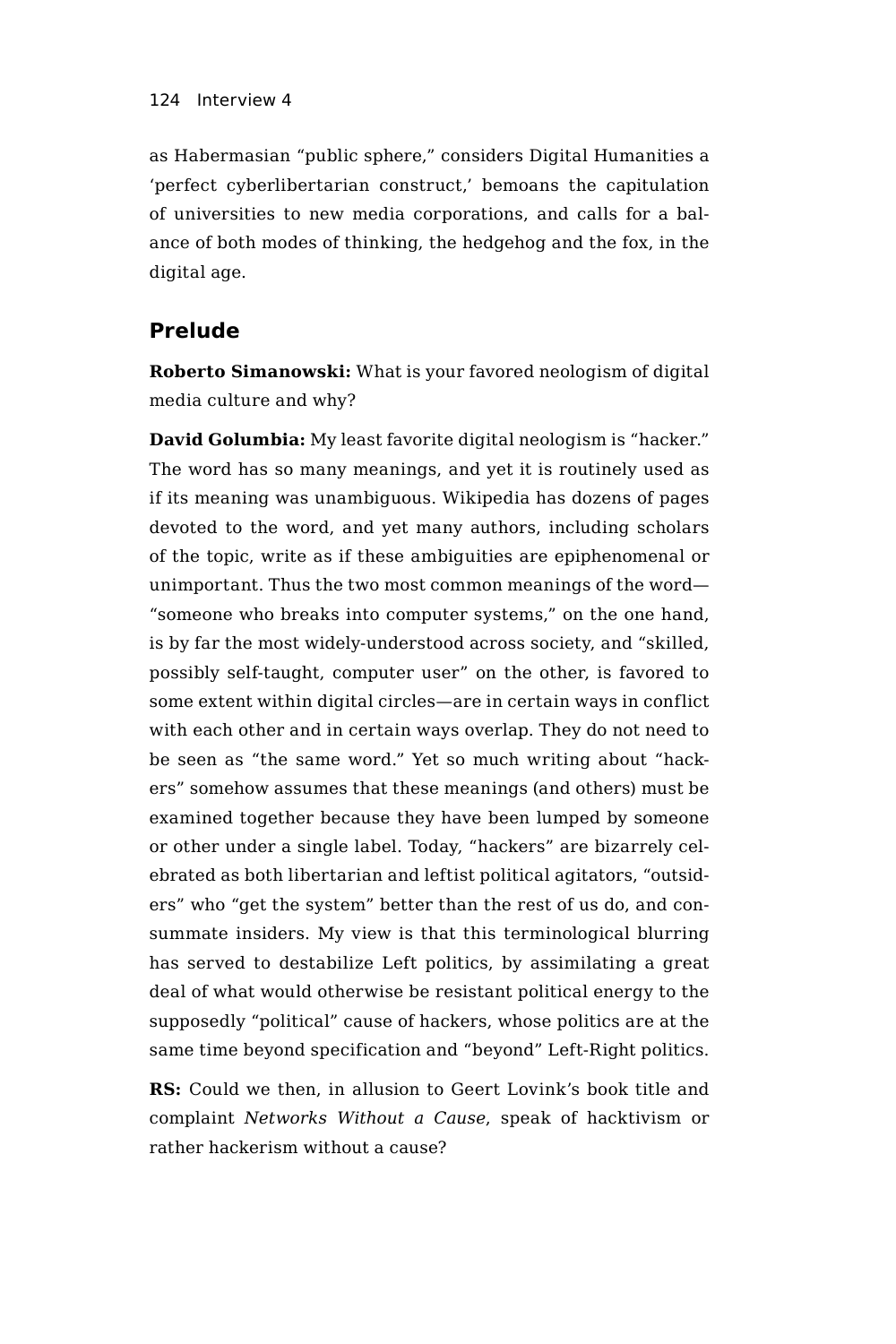as Habermasian "public sphere," considers Digital Humanities a 'perfect cyberlibertarian construct,' bemoans the capitulation of universities to new media corporations, and calls for a balance of both modes of thinking, the hedgehog and the fox, in the digital age.

## Prelude

**Roberto Simanowski:** What is your favored neologism of digital media culture and why?

**David Golumbia:** My least favorite digital neologism is "hacker." The word has so many meanings, and yet it is routinely used as if its meaning was unambiguous. Wikipedia has dozens of pages devoted to the word, and yet many authors, including scholars of the topic, write as if these ambiguities are epiphenomenal or unimportant. Thus the two most common meanings of the word—"someone who breaks into computer systems," on the one hand, is by far the most widely-understood across society, and "skilled, possibly self-taught, computer user" on the other, is favored to some extent within digital circles—are in certain ways in conflict with each other and in certain ways overlap. They do not need to be seen as "the same word." Yet so much writing about "hackers" somehow assumes that these meanings (and others) must be examined together because they have been lumped by someone or other under a single label. Today, "hackers" are bizarrely celebrated as both libertarian and leftist political agitators, "outsiders" who "get the system" better than the rest of us do, and consummate insiders. My view is that this terminological blurring has served to destabilize Left politics, by assimilating a great deal of what would otherwise be resistant political energy to the supposedly "political" cause of hackers, whose politics are at the same time beyond specification and "beyond" Left-Right politics.

**RS:** Could we then, in allusion to Geert Lovink's book title and complaint *Networks Without a Cause*, speak of hacktivism or rather hackerism without a cause?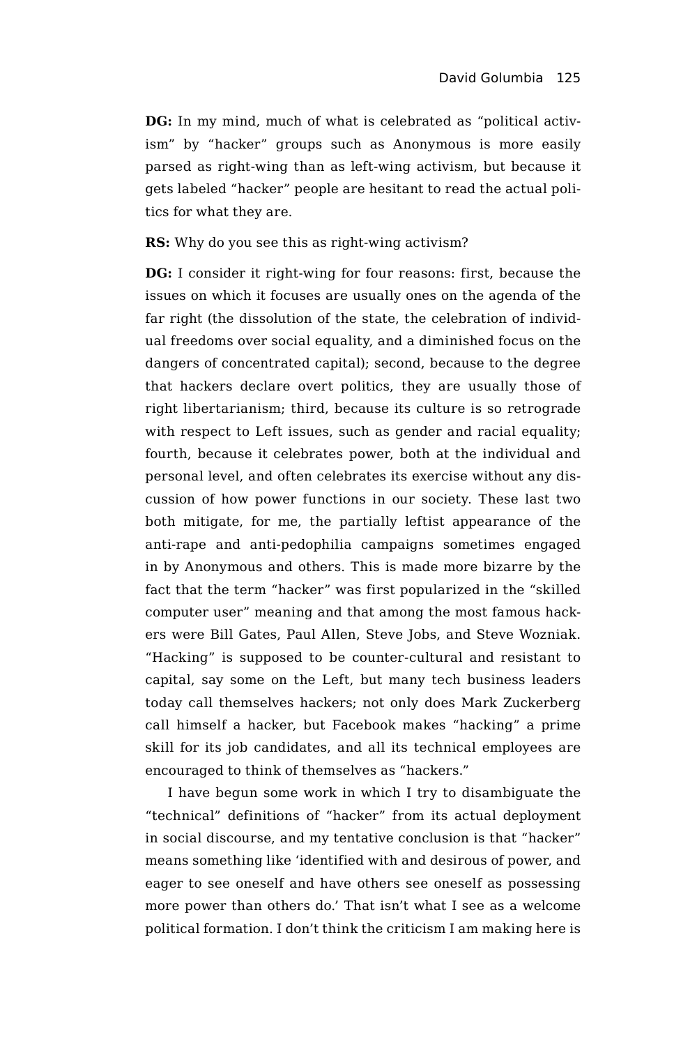**DG:** In my mind, much of what is celebrated as "political activism" by "hacker" groups such as Anonymous is more easily parsed as right-wing than as left-wing activism, but because it gets labeled "hacker" people are hesitant to read the actual politics for what they are.

**RS:** Why do you see this as right-wing activism?

**DG:** I consider it right-wing for four reasons: first, because the issues on which it focuses are usually ones on the agenda of the far right (the dissolution of the state, the celebration of individual freedoms over social equality, and a diminished focus on the dangers of concentrated capital); second, because to the degree that hackers declare overt politics, they are usually those of right libertarianism; third, because its culture is so retrograde with respect to Left issues, such as gender and racial equality; fourth, because it celebrates power, both at the individual and personal level, and often celebrates its exercise without any discussion of how power functions in our society. These last two both mitigate, for me, the partially leftist appearance of the anti-rape and anti-pedophilia campaigns sometimes engaged in by Anonymous and others. This is made more bizarre by the fact that the term "hacker" was first popularized in the "skilled computer user" meaning and that among the most famous hackers were Bill Gates, Paul Allen, Steve Jobs, and Steve Wozniak. "Hacking" is supposed to be counter-cultural and resistant to capital, say some on the Left, but many tech business leaders today call themselves hackers; not only does Mark Zuckerberg call himself a hacker, but Facebook makes "hacking" a prime skill for its job candidates, and all its technical employees are encouraged to think of themselves as "hackers."

I have begun some work in which I try to disambiguate the "technical" definitions of "hacker" from its actual deployment in social discourse, and my tentative conclusion is that "hacker" means something like 'identified with and desirous of power, and eager to see oneself and have others see oneself as possessing more power than others do.' That isn't what I see as a welcome political formation. I don't think the criticism I am making here is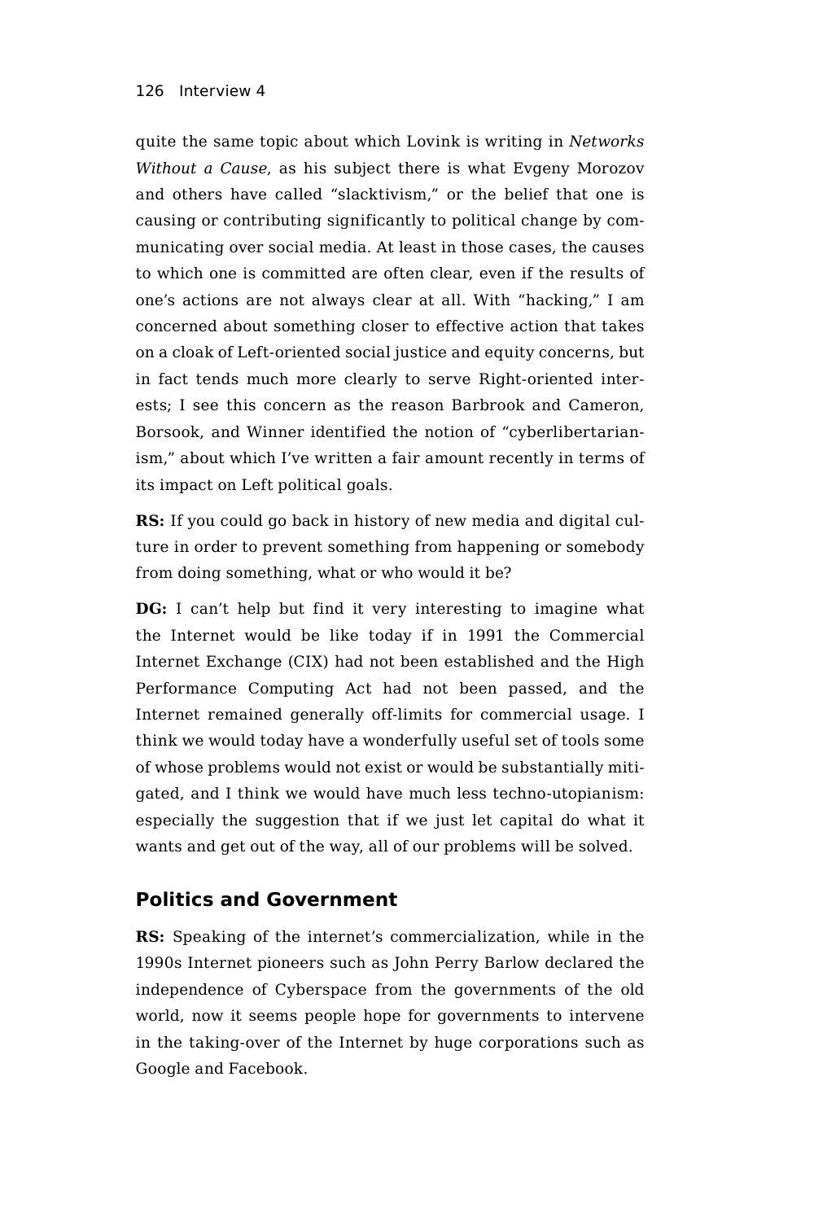quite the same topic about which Lovink is writing in *Networks Without a Cause*, as his subject there is what Evgeny Morozov and others have called "slacktivism," or the belief that one is causing or contributing significantly to political change by communicating over social media. At least in those cases, the causes to which one is committed are often clear, even if the results of one's actions are not always clear at all. With "hacking," I am concerned about something closer to effective action that takes on a cloak of Left-oriented social justice and equity concerns, but in fact tends much more clearly to serve Right-oriented interests; I see this concern as the reason Barbrook and Cameron, Borsook, and Winner identified the notion of "cyberlibertarianism," about which I've written a fair amount recently in terms of its impact on Left political goals.

**RS:** If you could go back in history of new media and digital culture in order to prevent something from happening or somebody from doing something, what or who would it be?

**DG:** I can't help but find it very interesting to imagine what the Internet would be like today if in 1991 the Commercial Internet Exchange (CIX) had not been established and the High Performance Computing Act had not been passed, and the Internet remained generally off-limits for commercial usage. I think we would today have a wonderfully useful set of tools some of whose problems would not exist or would be substantially mitigated, and I think we would have much less techno-utopianism: especially the suggestion that if we just let capital do what it wants and get out of the way, all of our problems will be solved.

## Politics and Government

**RS:** Speaking of the internet's commercialization, while in the 1990s Internet pioneers such as John Perry Barlow declared the independence of Cyberspace from the governments of the old world, now it seems people hope for governments to intervene in the taking-over of the Internet by huge corporations such as Google and Facebook.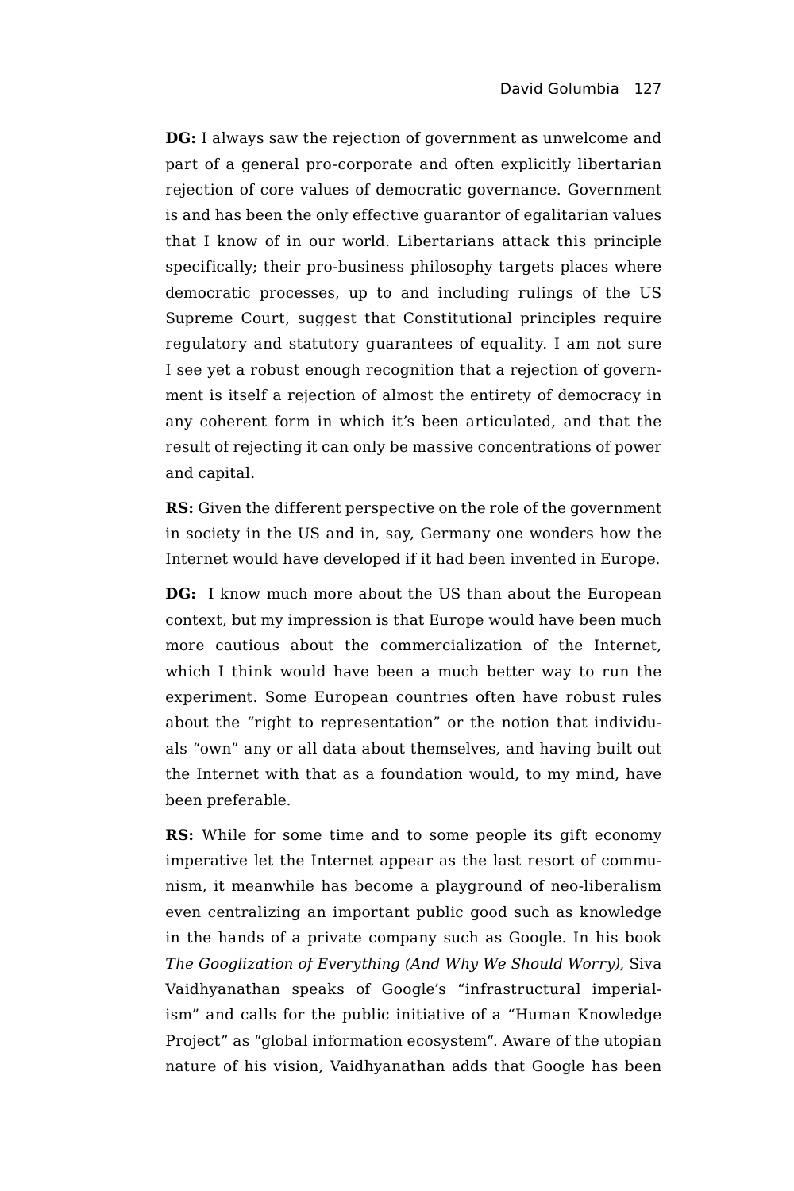**DG:** I always saw the rejection of government as unwelcome and part of a general pro-corporate and often explicitly libertarian rejection of core values of democratic governance. Government is and has been the only effective guarantor of egalitarian values that I know of in our world. Libertarians attack this principle specifically; their pro-business philosophy targets places where democratic processes, up to and including rulings of the US Supreme Court, suggest that Constitutional principles require regulatory and statutory guarantees of equality. I am not sure I see yet a robust enough recognition that a rejection of government is itself a rejection of almost the entirety of democracy in any coherent form in which it's been articulated, and that the result of rejecting it can only be massive concentrations of power and capital.

**RS:** Given the different perspective on the role of the government in society in the US and in, say, Germany one wonders how the Internet would have developed if it had been invented in Europe.

**DG:** I know much more about the US than about the European context, but my impression is that Europe would have been much more cautious about the commercialization of the Internet, which I think would have been a much better way to run the experiment. Some European countries often have robust rules about the "right to representation" or the notion that individuals "own" any or all data about themselves, and having built out the Internet with that as a foundation would, to my mind, have been preferable.

**RS:** While for some time and to some people its gift economy imperative let the Internet appear as the last resort of communism, it meanwhile has become a playground of neo-liberalism even centralizing an important public good such as knowledge in the hands of a private company such as Google. In his book *The Googlization of Everything (And Why We Should Worry)*, Siva Vaidhyanathan speaks of Google's "infrastructural imperialism" and calls for the public initiative of a "Human Knowledge Project" as "global information ecosystem". Aware of the utopian nature of his vision, Vaidhyanathan adds that Google has been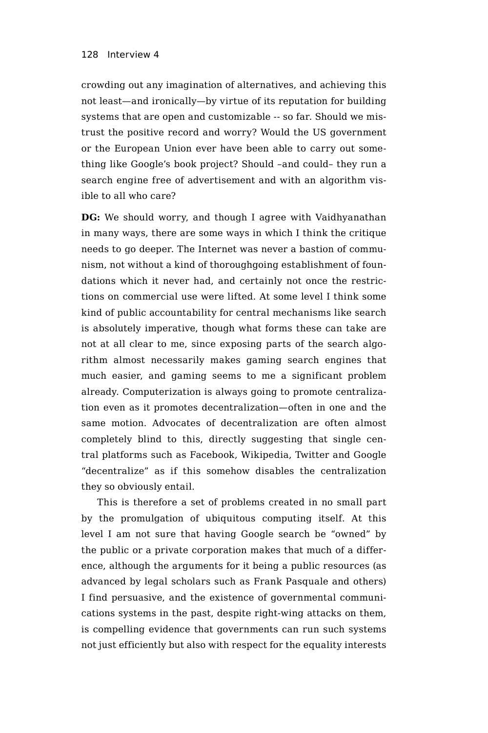crowding out any imagination of alternatives, and achieving this not least—and ironically—by virtue of its reputation for building systems that are open and customizable -- so far. Should we mistrust the positive record and worry? Would the US government or the European Union ever have been able to carry out something like Google's book project? Should –and could– they run a search engine free of advertisement and with an algorithm visible to all who care?

**DG:** We should worry, and though I agree with Vaidhyanathan in many ways, there are some ways in which I think the critique needs to go deeper. The Internet was never a bastion of communism, not without a kind of thoroughgoing establishment of foundations which it never had, and certainly not once the restrictions on commercial use were lifted. At some level I think some kind of public accountability for central mechanisms like search is absolutely imperative, though what forms these can take are not at all clear to me, since exposing parts of the search algorithm almost necessarily makes gaming search engines that much easier, and gaming seems to me a significant problem already. Computerization is always going to promote centralization even as it promotes decentralization—often in one and the same motion. Advocates of decentralization are often almost completely blind to this, directly suggesting that single central platforms such as Facebook, Wikipedia, Twitter and Google "decentralize" as if this somehow disables the centralization they so obviously entail.

This is therefore a set of problems created in no small part by the promulgation of ubiquitous computing itself. At this level I am not sure that having Google search be "owned" by the public or a private corporation makes that much of a difference, although the arguments for it being a public resources (as advanced by legal scholars such as Frank Pasquale and others) I find persuasive, and the existence of governmental communications systems in the past, despite right-wing attacks on them, is compelling evidence that governments can run such systems not just efficiently but also with respect for the equality interests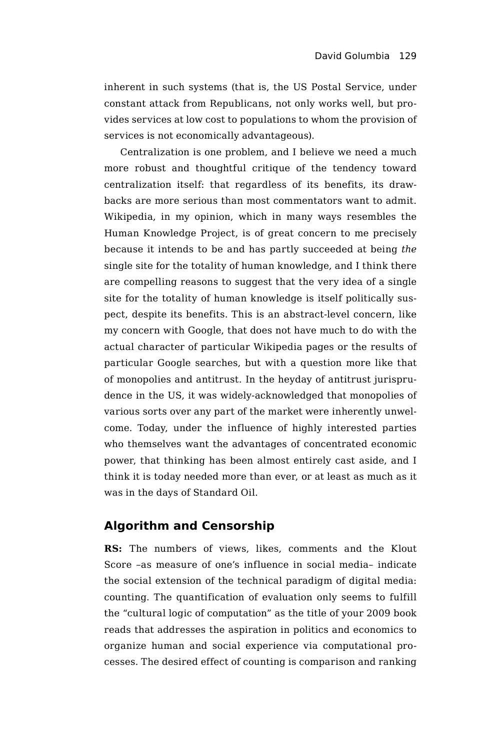inherent in such systems (that is, the US Postal Service, under constant attack from Republicans, not only works well, but provides services at low cost to populations to whom the provision of services is not economically advantageous).

Centralization is one problem, and I believe we need a much more robust and thoughtful critique of the tendency toward centralization itself: that regardless of its benefits, its drawbacks are more serious than most commentators want to admit. Wikipedia, in my opinion, which in many ways resembles the Human Knowledge Project, is of great concern to me precisely because it intends to be and has partly succeeded at being *the* single site for the totality of human knowledge, and I think there are compelling reasons to suggest that the very idea of a single site for the totality of human knowledge is itself politically suspect, despite its benefits. This is an abstract-level concern, like my concern with Google, that does not have much to do with the actual character of particular Wikipedia pages or the results of particular Google searches, but with a question more like that of monopolies and antitrust. In the heyday of antitrust jurisprudence in the US, it was widely-acknowledged that monopolies of various sorts over any part of the market were inherently unwelcome. Today, under the influence of highly interested parties who themselves want the advantages of concentrated economic power, that thinking has been almost entirely cast aside, and I think it is today needed more than ever, or at least as much as it was in the days of Standard Oil.

## Algorithm and Censorship

**RS:** The numbers of views, likes, comments and the Klout Score –as measure of one's influence in social media– indicate the social extension of the technical paradigm of digital media: counting. The quantification of evaluation only seems to fulfill the "cultural logic of computation" as the title of your 2009 book reads that addresses the aspiration in politics and economics to organize human and social experience via computational processes. The desired effect of counting is comparison and ranking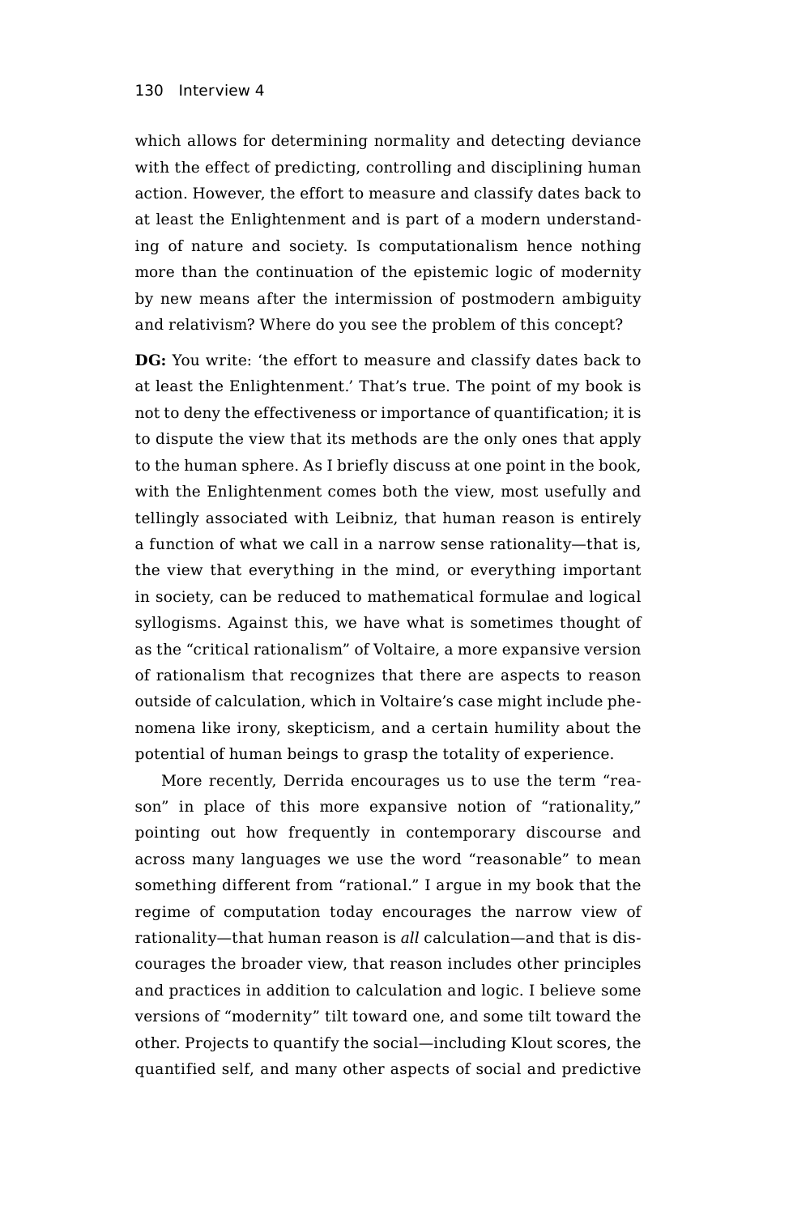which allows for determining normality and detecting deviance with the effect of predicting, controlling and disciplining human action. However, the effort to measure and classify dates back to at least the Enlightenment and is part of a modern understanding of nature and society. Is computationalism hence nothing more than the continuation of the epistemic logic of modernity by new means after the intermission of postmodern ambiguity and relativism? Where do you see the problem of this concept?

**DG:** You write: 'the effort to measure and classify dates back to at least the Enlightenment.' That's true. The point of my book is not to deny the effectiveness or importance of quantification; it is to dispute the view that its methods are the only ones that apply to the human sphere. As I briefly discuss at one point in the book, with the Enlightenment comes both the view, most usefully and tellingly associated with Leibniz, that human reason is entirely a function of what we call in a narrow sense rationality—that is, the view that everything in the mind, or everything important in society, can be reduced to mathematical formulae and logical syllogisms. Against this, we have what is sometimes thought of as the "critical rationalism" of Voltaire, a more expansive version of rationalism that recognizes that there are aspects to reason outside of calculation, which in Voltaire's case might include phenomena like irony, skepticism, and a certain humility about the potential of human beings to grasp the totality of experience.

More recently, Derrida encourages us to use the term "reason" in place of this more expansive notion of "rationality," pointing out how frequently in contemporary discourse and across many languages we use the word "reasonable" to mean something different from "rational." I argue in my book that the regime of computation today encourages the narrow view of rationality—that human reason is *all* calculation—and that is discourages the broader view, that reason includes other principles and practices in addition to calculation and logic. I believe some versions of "modernity" tilt toward one, and some tilt toward the other. Projects to quantify the social—including Klout scores, the quantified self, and many other aspects of social and predictive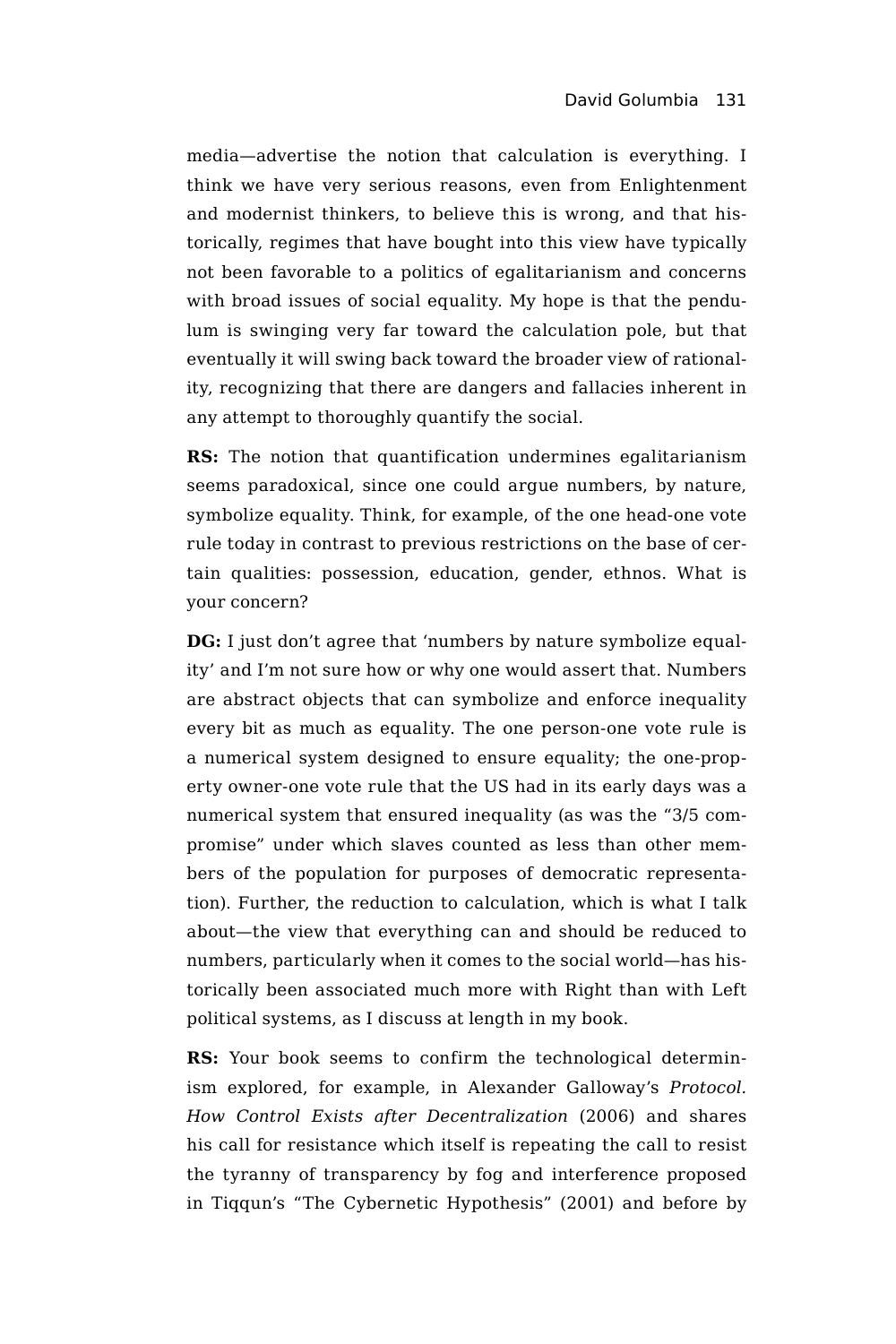media—advertise the notion that calculation is everything. I think we have very serious reasons, even from Enlightenment and modernist thinkers, to believe this is wrong, and that historically, regimes that have bought into this view have typically not been favorable to a politics of egalitarianism and concerns with broad issues of social equality. My hope is that the pendulum is swinging very far toward the calculation pole, but that eventually it will swing back toward the broader view of rationality, recognizing that there are dangers and fallacies inherent in any attempt to thoroughly quantify the social.

**RS:** The notion that quantification undermines egalitarianism seems paradoxical, since one could argue numbers, by nature, symbolize equality. Think, for example, of the one head-one vote rule today in contrast to previous restrictions on the base of certain qualities: possession, education, gender, ethnos. What is your concern?

**DG:** I just don't agree that 'numbers by nature symbolize equality' and I'm not sure how or why one would assert that. Numbers are abstract objects that can symbolize and enforce inequality every bit as much as equality. The one person-one vote rule is a numerical system designed to ensure equality; the one-property owner-one vote rule that the US had in its early days was a numerical system that ensured inequality (as was the "3/5 compromise" under which slaves counted as less than other members of the population for purposes of democratic representation). Further, the reduction to calculation, which is what I talk about—the view that everything can and should be reduced to numbers, particularly when it comes to the social world—has historically been associated much more with Right than with Left political systems, as I discuss at length in my book.

**RS:** Your book seems to confirm the technological determinism explored, for example, in Alexander Galloway's *Protocol. How Control Exists after Decentralization* (2006) and shares his call for resistance which itself is repeating the call to resist the tyranny of transparency by fog and interference proposed in Tiqqun's "The Cybernetic Hypothesis" (2001) and before by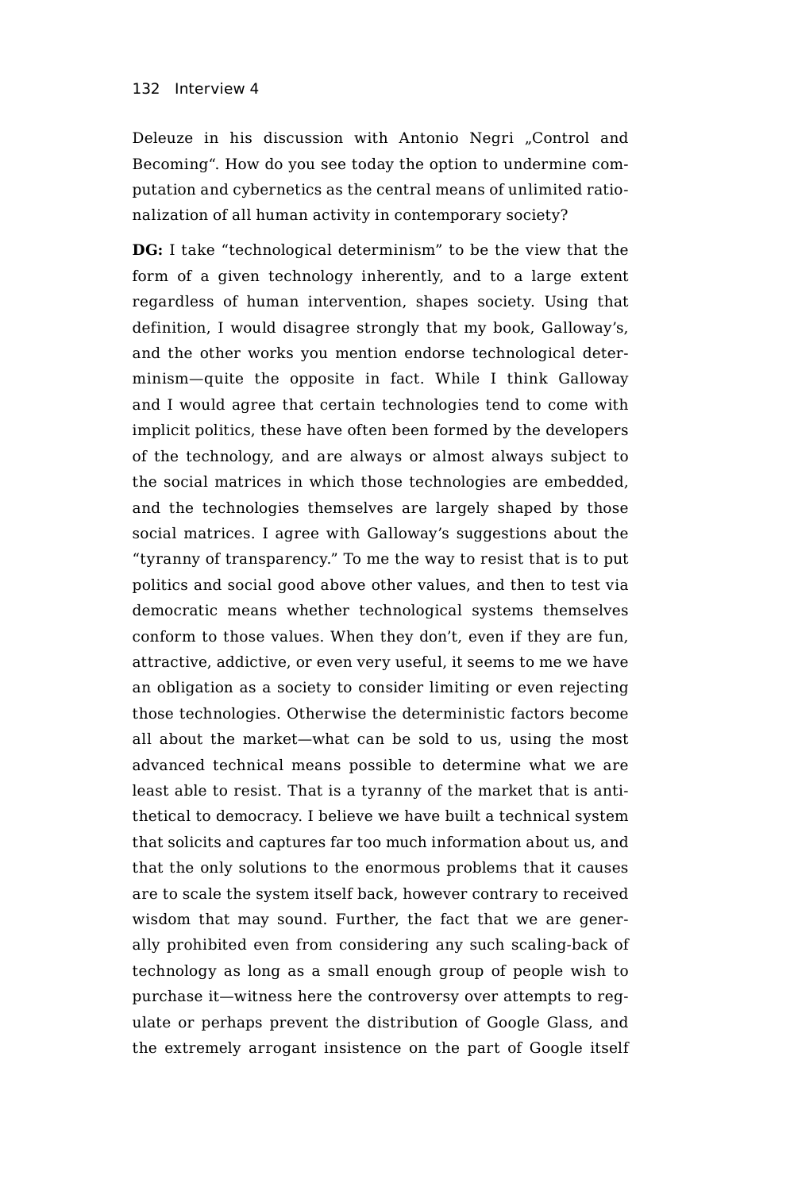Deleuze in his discussion with Antonio Negri „Control and Becoming". How do you see today the option to undermine computation and cybernetics as the central means of unlimited rationalization of all human activity in contemporary society?

**DG:** I take "technological determinism" to be the view that the form of a given technology inherently, and to a large extent regardless of human intervention, shapes society. Using that definition, I would disagree strongly that my book, Galloway's, and the other works you mention endorse technological determinism—quite the opposite in fact. While I think Galloway and I would agree that certain technologies tend to come with implicit politics, these have often been formed by the developers of the technology, and are always or almost always subject to the social matrices in which those technologies are embedded, and the technologies themselves are largely shaped by those social matrices. I agree with Galloway's suggestions about the "tyranny of transparency." To me the way to resist that is to put politics and social good above other values, and then to test via democratic means whether technological systems themselves conform to those values. When they don't, even if they are fun, attractive, addictive, or even very useful, it seems to me we have an obligation as a society to consider limiting or even rejecting those technologies. Otherwise the deterministic factors become all about the market—what can be sold to us, using the most advanced technical means possible to determine what we are least able to resist. That is a tyranny of the market that is antithetical to democracy. I believe we have built a technical system that solicits and captures far too much information about us, and that the only solutions to the enormous problems that it causes are to scale the system itself back, however contrary to received wisdom that may sound. Further, the fact that we are generally prohibited even from considering any such scaling-back of technology as long as a small enough group of people wish to purchase it—witness here the controversy over attempts to regulate or perhaps prevent the distribution of Google Glass, and the extremely arrogant insistence on the part of Google itself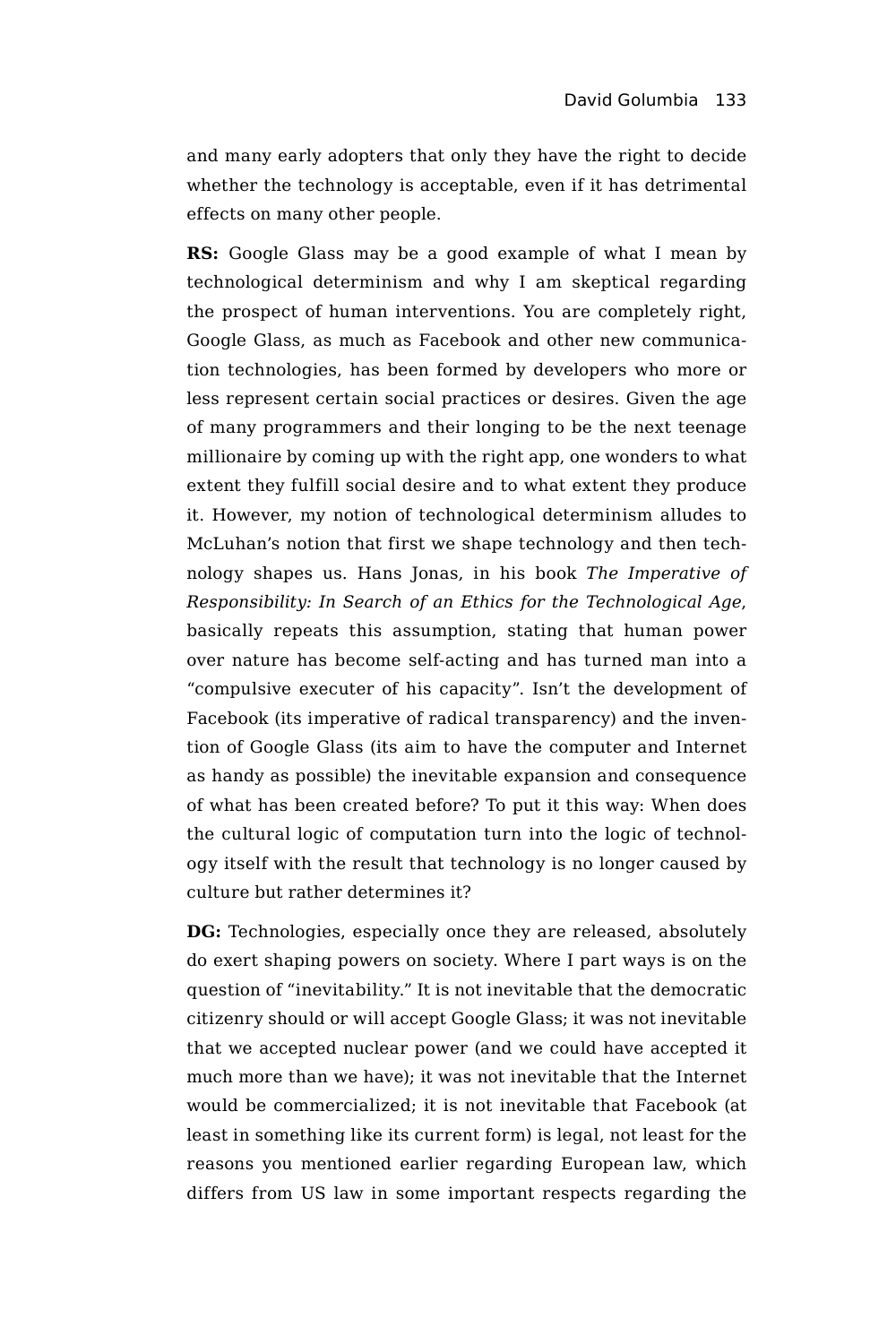and many early adopters that only they have the right to decide whether the technology is acceptable, even if it has detrimental effects on many other people.

**RS:** Google Glass may be a good example of what I mean by technological determinism and why I am skeptical regarding the prospect of human interventions. You are completely right, Google Glass, as much as Facebook and other new communication technologies, has been formed by developers who more or less represent certain social practices or desires. Given the age of many programmers and their longing to be the next teenage millionaire by coming up with the right app, one wonders to what extent they fulfill social desire and to what extent they produce it. However, my notion of technological determinism alludes to McLuhan's notion that first we shape technology and then technology shapes us. Hans Jonas, in his book *The Imperative of Responsibility: In Search of an Ethics for the Technological Age*, basically repeats this assumption, stating that human power over nature has become self-acting and has turned man into a "compulsive executer of his capacity". Isn't the development of Facebook (its imperative of radical transparency) and the invention of Google Glass (its aim to have the computer and Internet as handy as possible) the inevitable expansion and consequence of what has been created before? To put it this way: When does the cultural logic of computation turn into the logic of technology itself with the result that technology is no longer caused by culture but rather determines it?

**DG:** Technologies, especially once they are released, absolutely do exert shaping powers on society. Where I part ways is on the question of "inevitability." It is not inevitable that the democratic citizenry should or will accept Google Glass; it was not inevitable that we accepted nuclear power (and we could have accepted it much more than we have); it was not inevitable that the Internet would be commercialized; it is not inevitable that Facebook (at least in something like its current form) is legal, not least for the reasons you mentioned earlier regarding European law, which differs from US law in some important respects regarding the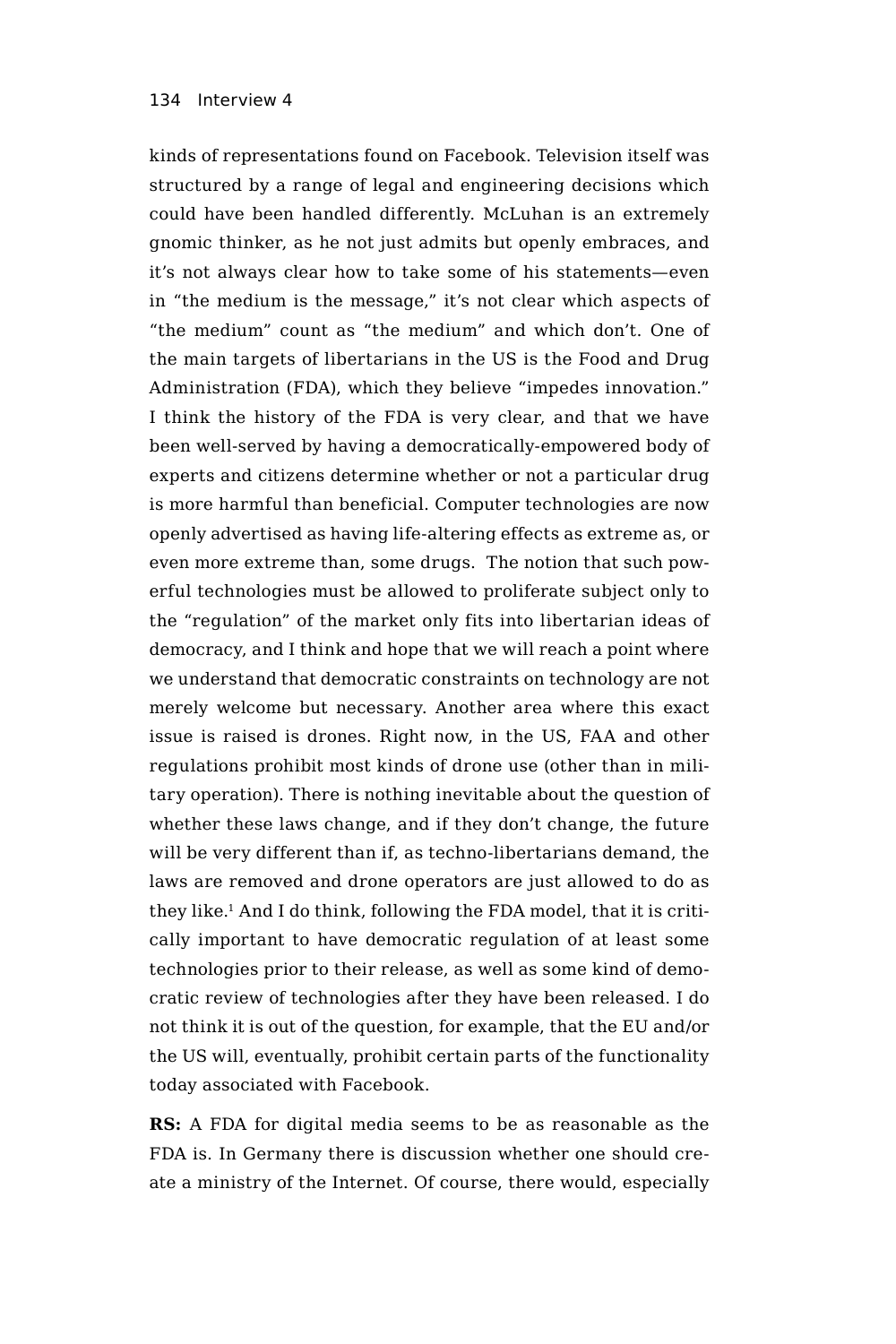kinds of representations found on Facebook. Television itself was structured by a range of legal and engineering decisions which could have been handled differently. McLuhan is an extremely gnomic thinker, as he not just admits but openly embraces, and it's not always clear how to take some of his statements—even in "the medium is the message," it's not clear which aspects of "the medium" count as "the medium" and which don't. One of the main targets of libertarians in the US is the Food and Drug Administration (FDA), which they believe "impedes innovation." I think the history of the FDA is very clear, and that we have been well-served by having a democratically-empowered body of experts and citizens determine whether or not a particular drug is more harmful than beneficial. Computer technologies are now openly advertised as having life-altering effects as extreme as, or even more extreme than, some drugs. The notion that such powerful technologies must be allowed to proliferate subject only to the "regulation" of the market only fits into libertarian ideas of democracy, and I think and hope that we will reach a point where we understand that democratic constraints on technology are not merely welcome but necessary. Another area where this exact issue is raised is drones. Right now, in the US, FAA and other regulations prohibit most kinds of drone use (other than in military operation). There is nothing inevitable about the question of whether these laws change, and if they don't change, the future will be very different than if, as techno-libertarians demand, the laws are removed and drone operators are just allowed to do as they like.[1] And I do think, following the FDA model, that it is critically important to have democratic regulation of at least some technologies prior to their release, as well as some kind of democratic review of technologies after they have been released. I do not think it is out of the question, for example, that the EU and/or the US will, eventually, prohibit certain parts of the functionality today associated with Facebook.

**RS:** A FDA for digital media seems to be as reasonable as the FDA is. In Germany there is discussion whether one should create a ministry of the Internet. Of course, there would, especially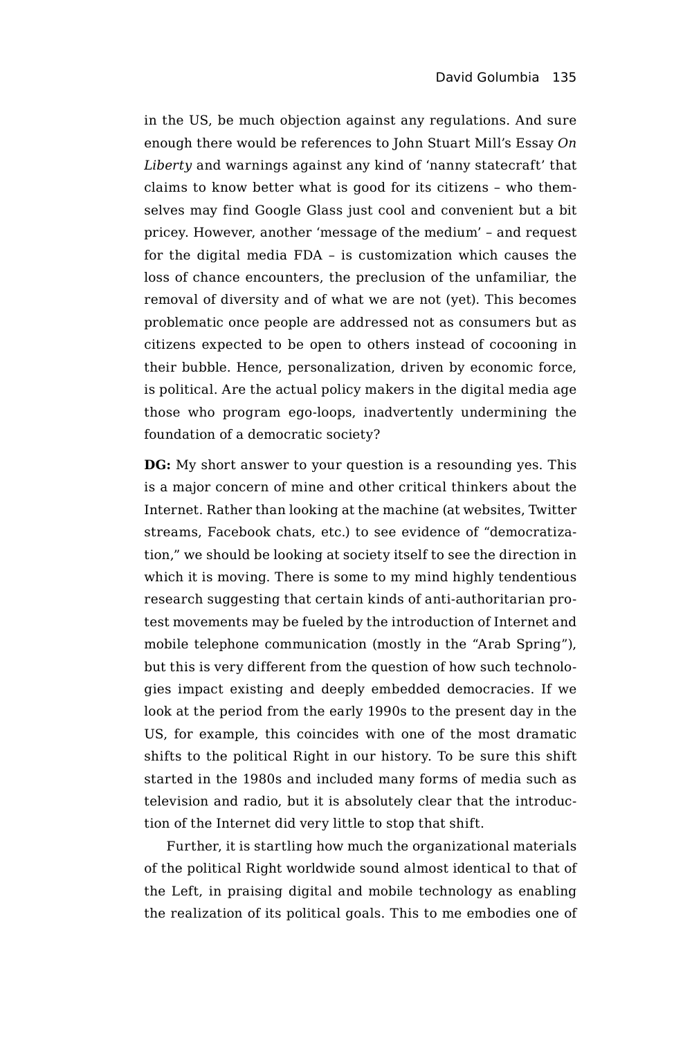in the US, be much objection against any regulations. And sure enough there would be references to John Stuart Mill's Essay *On Liberty* and warnings against any kind of 'nanny statecraft' that claims to know better what is good for its citizens – who themselves may find Google Glass just cool and convenient but a bit pricey. However, another 'message of the medium' – and request for the digital media FDA – is customization which causes the loss of chance encounters, the preclusion of the unfamiliar, the removal of diversity and of what we are not (yet). This becomes problematic once people are addressed not as consumers but as citizens expected to be open to others instead of cocooning in their bubble. Hence, personalization, driven by economic force, is political. Are the actual policy makers in the digital media age those who program ego-loops, inadvertently undermining the foundation of a democratic society?

**DG:** My short answer to your question is a resounding yes. This is a major concern of mine and other critical thinkers about the Internet. Rather than looking at the machine (at websites, Twitter streams, Facebook chats, etc.) to see evidence of "democratization," we should be looking at society itself to see the direction in which it is moving. There is some to my mind highly tendentious research suggesting that certain kinds of anti-authoritarian protest movements may be fueled by the introduction of Internet and mobile telephone communication (mostly in the "Arab Spring"), but this is very different from the question of how such technologies impact existing and deeply embedded democracies. If we look at the period from the early 1990s to the present day in the US, for example, this coincides with one of the most dramatic shifts to the political Right in our history. To be sure this shift started in the 1980s and included many forms of media such as television and radio, but it is absolutely clear that the introduction of the Internet did very little to stop that shift.

Further, it is startling how much the organizational materials of the political Right worldwide sound almost identical to that of the Left, in praising digital and mobile technology as enabling the realization of its political goals. This to me embodies one of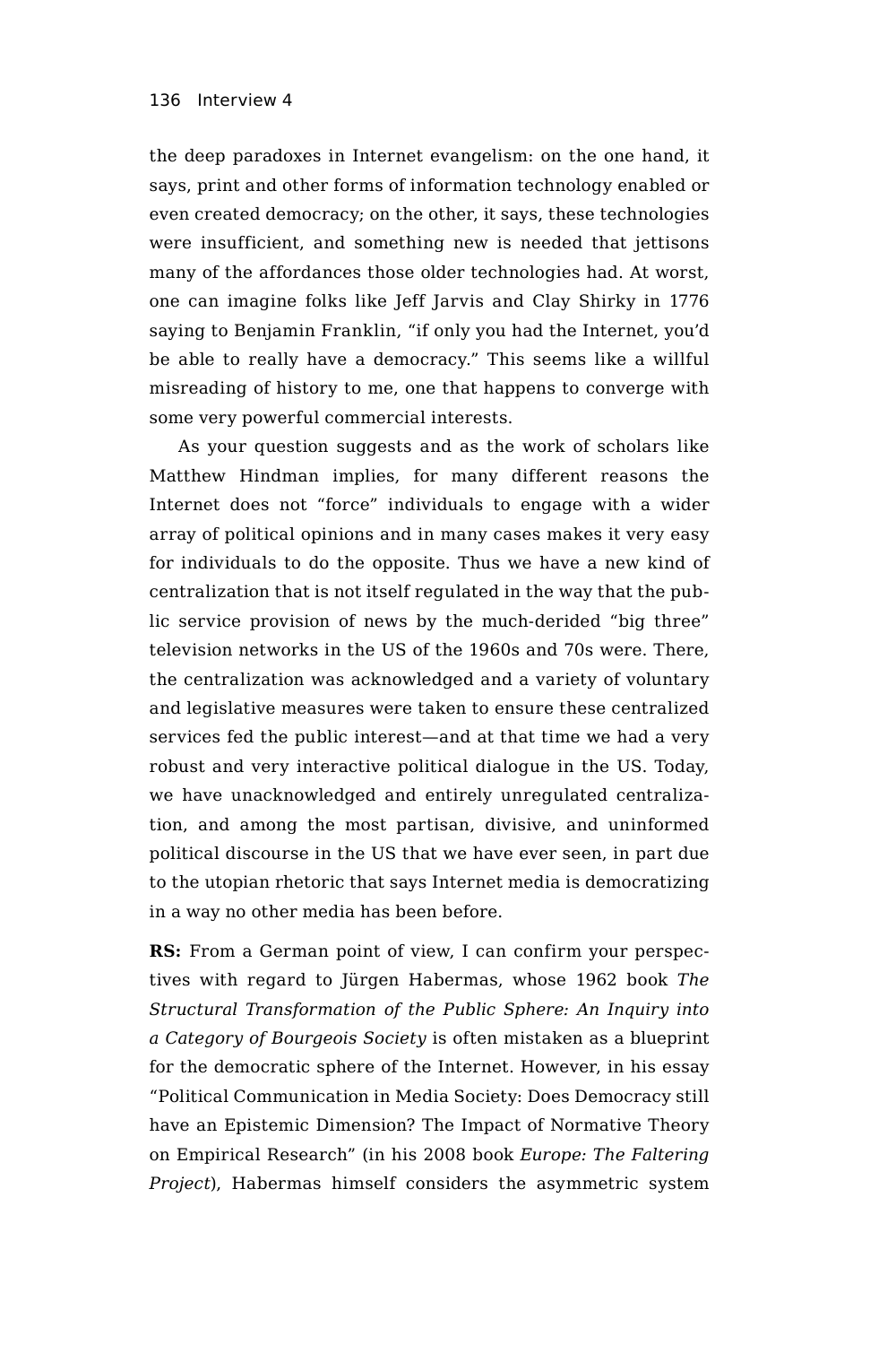the deep paradoxes in Internet evangelism: on the one hand, it says, print and other forms of information technology enabled or even created democracy; on the other, it says, these technologies were insufficient, and something new is needed that jettisons many of the affordances those older technologies had. At worst, one can imagine folks like Jeff Jarvis and Clay Shirky in 1776 saying to Benjamin Franklin, "if only you had the Internet, you'd be able to really have a democracy." This seems like a willful misreading of history to me, one that happens to converge with some very powerful commercial interests.

As your question suggests and as the work of scholars like Matthew Hindman implies, for many different reasons the Internet does not "force" individuals to engage with a wider array of political opinions and in many cases makes it very easy for individuals to do the opposite. Thus we have a new kind of centralization that is not itself regulated in the way that the public service provision of news by the much-derided "big three" television networks in the US of the 1960s and 70s were. There, the centralization was acknowledged and a variety of voluntary and legislative measures were taken to ensure these centralized services fed the public interest—and at that time we had a very robust and very interactive political dialogue in the US. Today, we have unacknowledged and entirely unregulated centralization, and among the most partisan, divisive, and uninformed political discourse in the US that we have ever seen, in part due to the utopian rhetoric that says Internet media is democratizing in a way no other media has been before.

**RS:** From a German point of view, I can confirm your perspectives with regard to Jürgen Habermas, whose 1962 book *The Structural Transformation of the Public Sphere: An Inquiry into a Category of Bourgeois Society* is often mistaken as a blueprint for the democratic sphere of the Internet. However, in his essay "Political Communication in Media Society: Does Democracy still have an Epistemic Dimension? The Impact of Normative Theory on Empirical Research" (in his 2008 book *Europe: The Faltering Project*), Habermas himself considers the asymmetric system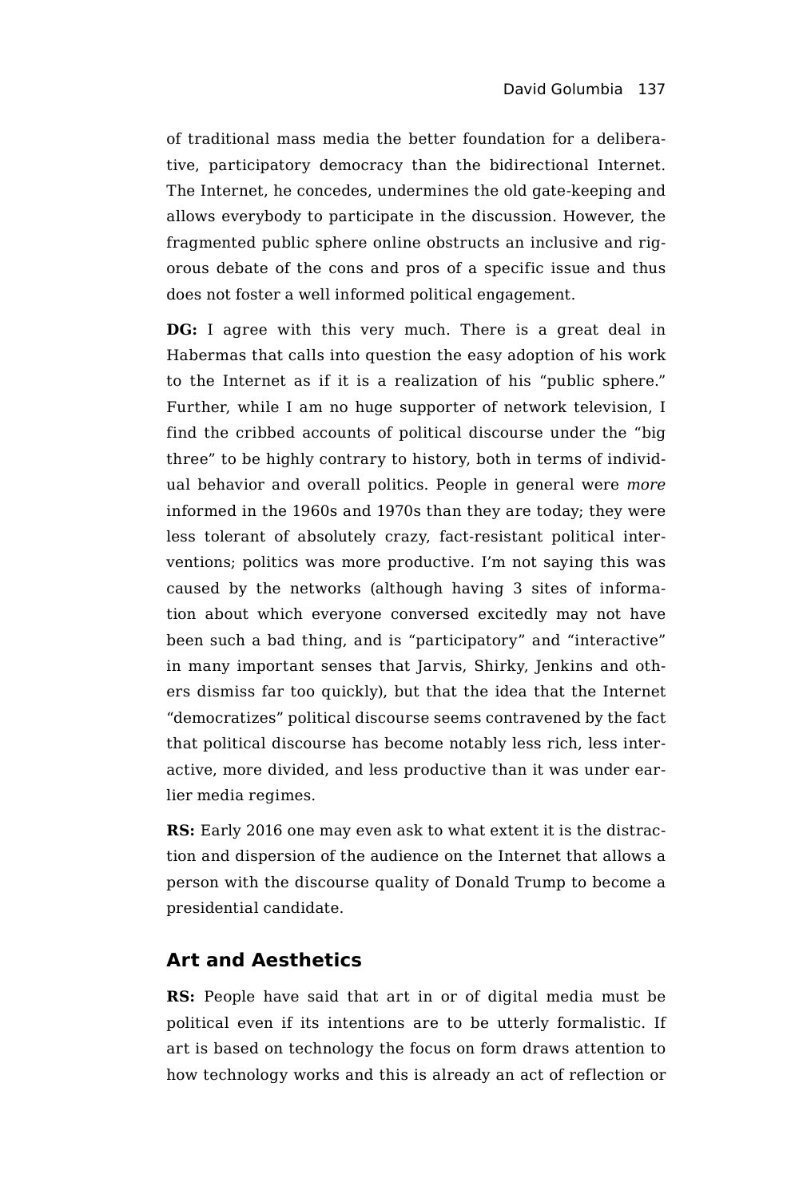of traditional mass media the better foundation for a deliberative, participatory democracy than the bidirectional Internet. The Internet, he concedes, undermines the old gate-keeping and allows everybody to participate in the discussion. However, the fragmented public sphere online obstructs an inclusive and rigorous debate of the cons and pros of a specific issue and thus does not foster a well informed political engagement.

**DG:** I agree with this very much. There is a great deal in Habermas that calls into question the easy adoption of his work to the Internet as if it is a realization of his "public sphere." Further, while I am no huge supporter of network television, I find the cribbed accounts of political discourse under the "big three" to be highly contrary to history, both in terms of individual behavior and overall politics. People in general were *more* informed in the 1960s and 1970s than they are today; they were less tolerant of absolutely crazy, fact-resistant political interventions; politics was more productive. I'm not saying this was caused by the networks (although having 3 sites of information about which everyone conversed excitedly may not have been such a bad thing, and is "participatory" and "interactive" in many important senses that Jarvis, Shirky, Jenkins and others dismiss far too quickly), but that the idea that the Internet "democratizes" political discourse seems contravened by the fact that political discourse has become notably less rich, less interactive, more divided, and less productive than it was under earlier media regimes.

**RS:** Early 2016 one may even ask to what extent it is the distraction and dispersion of the audience on the Internet that allows a person with the discourse quality of Donald Trump to become a presidential candidate.

## Art and Aesthetics

**RS:** People have said that art in or of digital media must be political even if its intentions are to be utterly formalistic. If art is based on technology the focus on form draws attention to how technology works and this is already an act of reflection or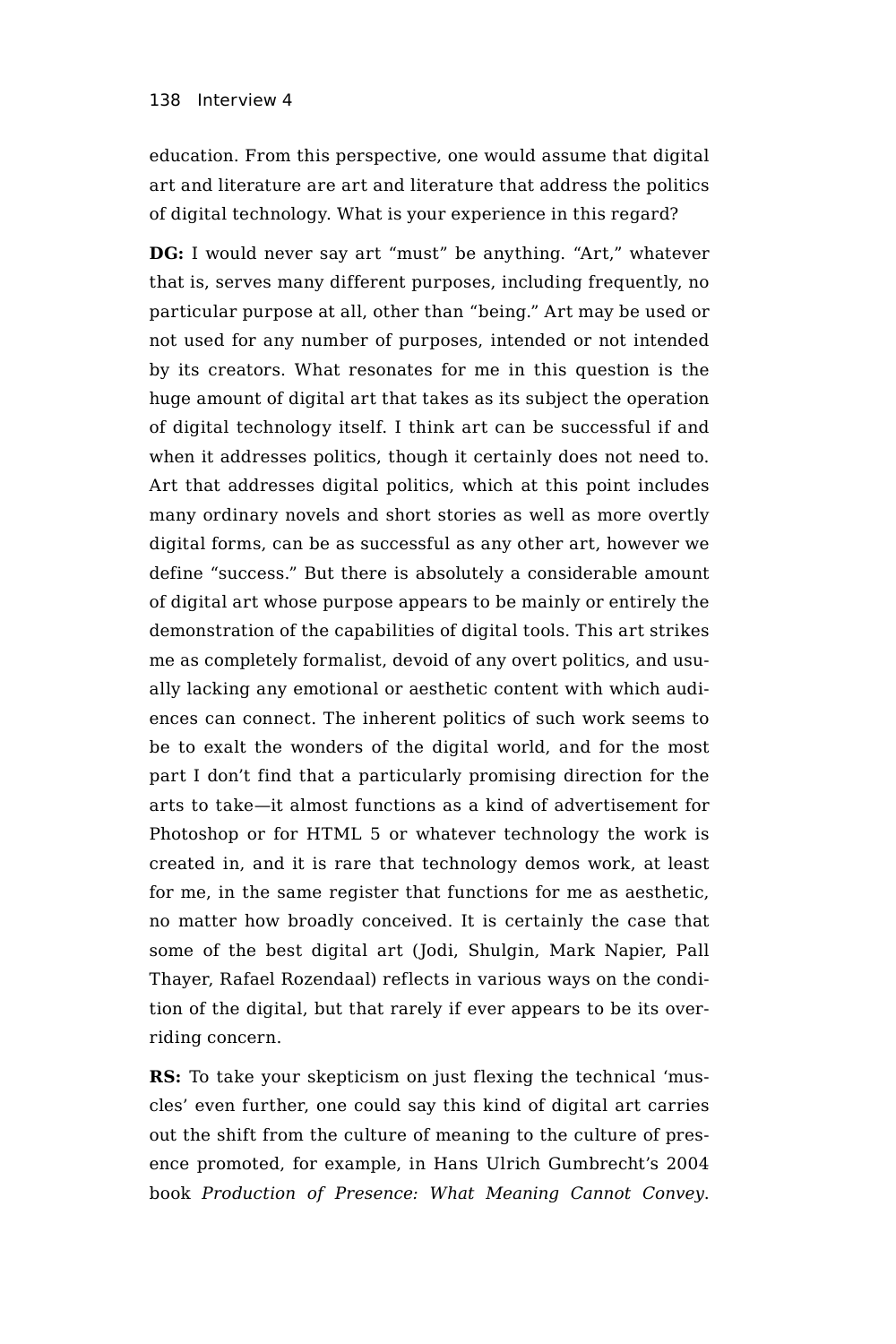education. From this perspective, one would assume that digital art and literature are art and literature that address the politics of digital technology. What is your experience in this regard?

**DG:** I would never say art "must" be anything. "Art," whatever that is, serves many different purposes, including frequently, no particular purpose at all, other than "being." Art may be used or not used for any number of purposes, intended or not intended by its creators. What resonates for me in this question is the huge amount of digital art that takes as its subject the operation of digital technology itself. I think art can be successful if and when it addresses politics, though it certainly does not need to. Art that addresses digital politics, which at this point includes many ordinary novels and short stories as well as more overtly digital forms, can be as successful as any other art, however we define "success." But there is absolutely a considerable amount of digital art whose purpose appears to be mainly or entirely the demonstration of the capabilities of digital tools. This art strikes me as completely formalist, devoid of any overt politics, and usually lacking any emotional or aesthetic content with which audiences can connect. The inherent politics of such work seems to be to exalt the wonders of the digital world, and for the most part I don't find that a particularly promising direction for the arts to take—it almost functions as a kind of advertisement for Photoshop or for HTML 5 or whatever technology the work is created in, and it is rare that technology demos work, at least for me, in the same register that functions for me as aesthetic, no matter how broadly conceived. It is certainly the case that some of the best digital art (Jodi, Shulgin, Mark Napier, Pall Thayer, Rafael Rozendaal) reflects in various ways on the condition of the digital, but that rarely if ever appears to be its overriding concern.

**RS:** To take your skepticism on just flexing the technical 'muscles' even further, one could say this kind of digital art carries out the shift from the culture of meaning to the culture of presence promoted, for example, in Hans Ulrich Gumbrecht's 2004 book *Production of Presence: What Meaning Cannot Convey*.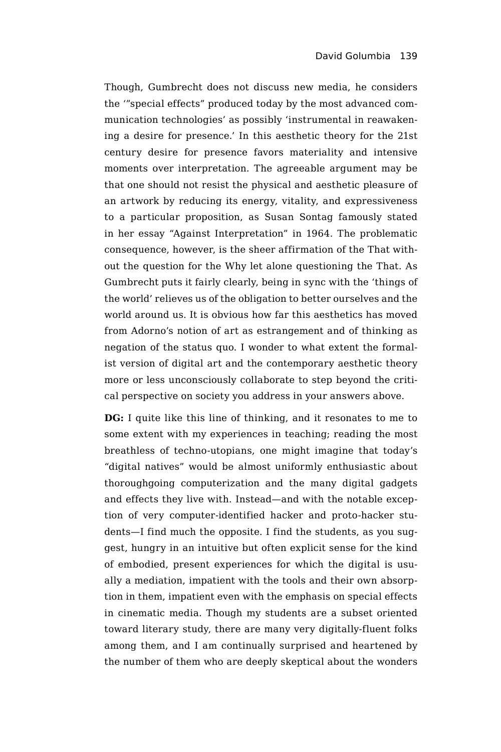Though, Gumbrecht does not discuss new media, he considers the '"special effects" produced today by the most advanced communication technologies' as possibly 'instrumental in reawakening a desire for presence.' In this aesthetic theory for the 21st century desire for presence favors materiality and intensive moments over interpretation. The agreeable argument may be that one should not resist the physical and aesthetic pleasure of an artwork by reducing its energy, vitality, and expressiveness to a particular proposition, as Susan Sontag famously stated in her essay "Against Interpretation" in 1964. The problematic consequence, however, is the sheer affirmation of the That without the question for the Why let alone questioning the That. As Gumbrecht puts it fairly clearly, being in sync with the 'things of the world' relieves us of the obligation to better ourselves and the world around us. It is obvious how far this aesthetics has moved from Adorno's notion of art as estrangement and of thinking as negation of the status quo. I wonder to what extent the formalist version of digital art and the contemporary aesthetic theory more or less unconsciously collaborate to step beyond the critical perspective on society you address in your answers above.

**DG:** I quite like this line of thinking, and it resonates to me to some extent with my experiences in teaching; reading the most breathless of techno-utopians, one might imagine that today's "digital natives" would be almost uniformly enthusiastic about thoroughgoing computerization and the many digital gadgets and effects they live with. Instead—and with the notable exception of very computer-identified hacker and proto-hacker students—I find much the opposite. I find the students, as you suggest, hungry in an intuitive but often explicit sense for the kind of embodied, present experiences for which the digital is usually a mediation, impatient with the tools and their own absorption in them, impatient even with the emphasis on special effects in cinematic media. Though my students are a subset oriented toward literary study, there are many very digitally-fluent folks among them, and I am continually surprised and heartened by the number of them who are deeply skeptical about the wonders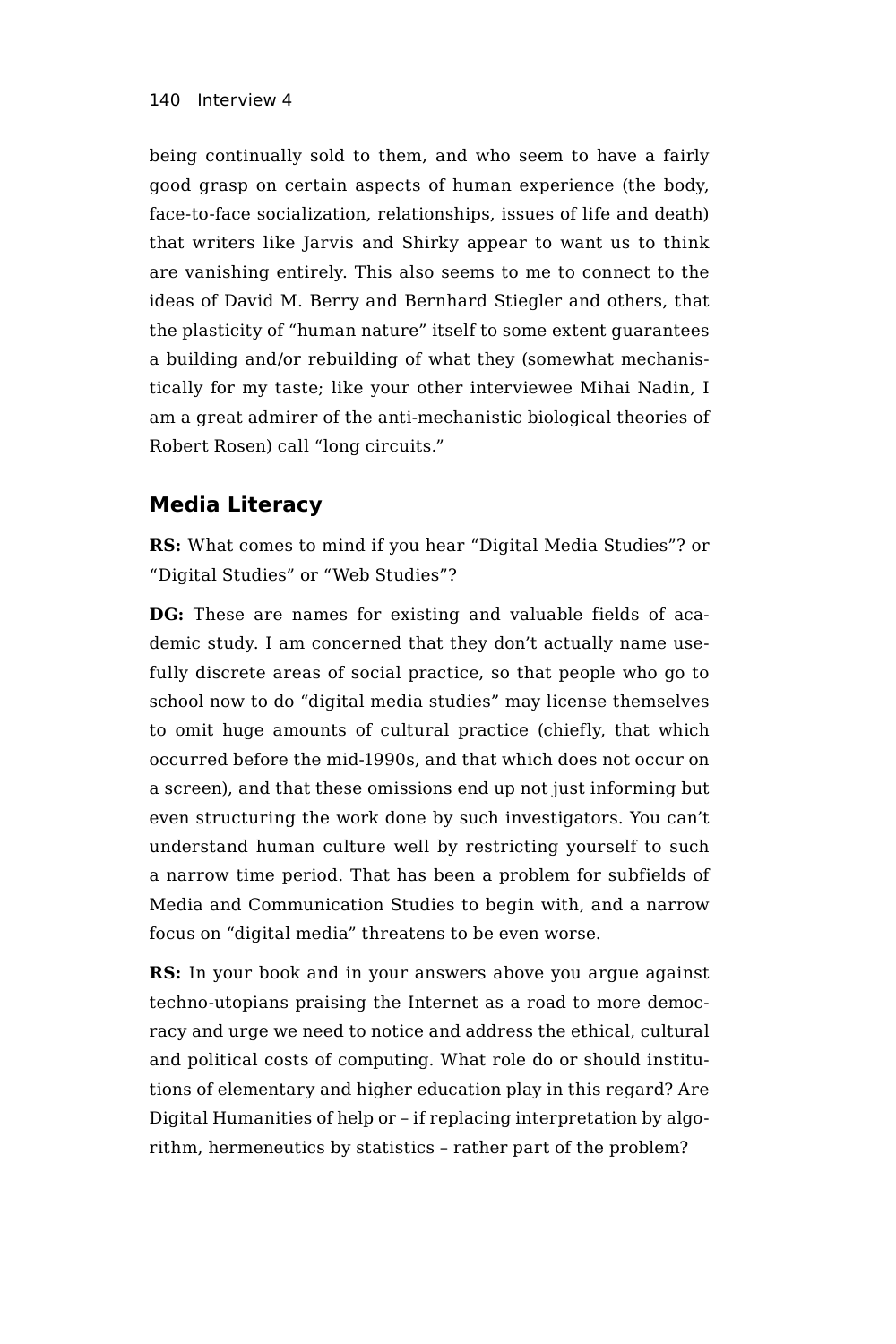being continually sold to them, and who seem to have a fairly good grasp on certain aspects of human experience (the body, face-to-face socialization, relationships, issues of life and death) that writers like Jarvis and Shirky appear to want us to think are vanishing entirely. This also seems to me to connect to the ideas of David M. Berry and Bernhard Stiegler and others, that the plasticity of "human nature" itself to some extent guarantees a building and/or rebuilding of what they (somewhat mechanistically for my taste; like your other interviewee Mihai Nadin, I am a great admirer of the anti-mechanistic biological theories of Robert Rosen) call "long circuits."

## Media Literacy

**RS:** What comes to mind if you hear "Digital Media Studies"? or "Digital Studies" or "Web Studies"?

**DG:** These are names for existing and valuable fields of academic study. I am concerned that they don't actually name usefully discrete areas of social practice, so that people who go to school now to do "digital media studies" may license themselves to omit huge amounts of cultural practice (chiefly, that which occurred before the mid-1990s, and that which does not occur on a screen), and that these omissions end up not just informing but even structuring the work done by such investigators. You can't understand human culture well by restricting yourself to such a narrow time period. That has been a problem for subfields of Media and Communication Studies to begin with, and a narrow focus on "digital media" threatens to be even worse.

**RS:** In your book and in your answers above you argue against techno-utopians praising the Internet as a road to more democracy and urge we need to notice and address the ethical, cultural and political costs of computing. What role do or should institutions of elementary and higher education play in this regard? Are Digital Humanities of help or – if replacing interpretation by algorithm, hermeneutics by statistics – rather part of the problem?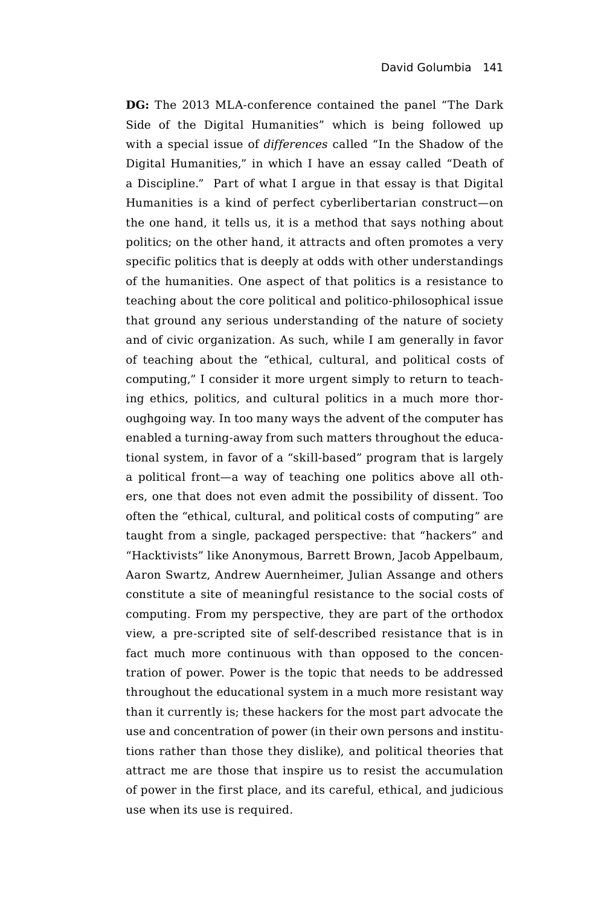**DG:** The 2013 MLA-conference contained the panel "The Dark Side of the Digital Humanities" which is being followed up with a special issue of *differences* called "In the Shadow of the Digital Humanities," in which I have an essay called "Death of a Discipline." Part of what I argue in that essay is that Digital Humanities is a kind of perfect cyberlibertarian construct—on the one hand, it tells us, it is a method that says nothing about politics; on the other hand, it attracts and often promotes a very specific politics that is deeply at odds with other understandings of the humanities. One aspect of that politics is a resistance to teaching about the core political and politico-philosophical issue that ground any serious understanding of the nature of society and of civic organization. As such, while I am generally in favor of teaching about the "ethical, cultural, and political costs of computing," I consider it more urgent simply to return to teaching ethics, politics, and cultural politics in a much more thoroughgoing way. In too many ways the advent of the computer has enabled a turning-away from such matters throughout the educational system, in favor of a "skill-based" program that is largely a political front—a way of teaching one politics above all others, one that does not even admit the possibility of dissent. Too often the "ethical, cultural, and political costs of computing" are taught from a single, packaged perspective: that "hackers" and "Hacktivists" like Anonymous, Barrett Brown, Jacob Appelbaum, Aaron Swartz, Andrew Auernheimer, Julian Assange and others constitute a site of meaningful resistance to the social costs of computing. From my perspective, they are part of the orthodox view, a pre-scripted site of self-described resistance that is in fact much more continuous with than opposed to the concentration of power. Power is the topic that needs to be addressed throughout the educational system in a much more resistant way than it currently is; these hackers for the most part advocate the use and concentration of power (in their own persons and institutions rather than those they dislike), and political theories that attract me are those that inspire us to resist the accumulation of power in the first place, and its careful, ethical, and judicious use when its use is required.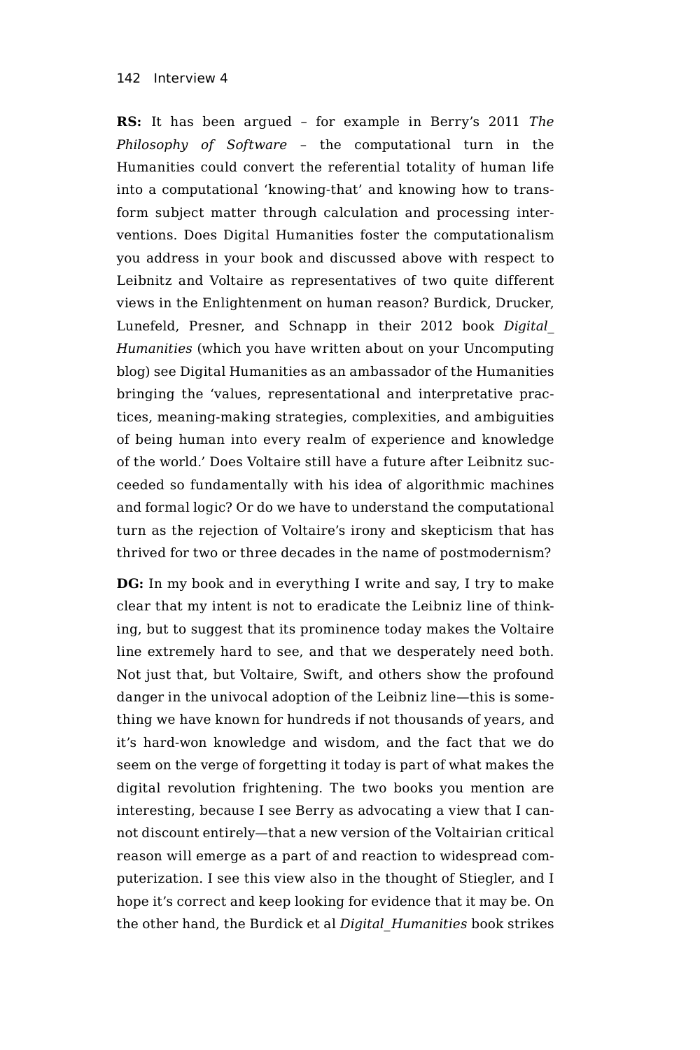**RS:** It has been argued – for example in Berry's 2011 *The Philosophy of Software* – the computational turn in the Humanities could convert the referential totality of human life into a computational 'knowing-that' and knowing how to transform subject matter through calculation and processing interventions. Does Digital Humanities foster the computationalism you address in your book and discussed above with respect to Leibnitz and Voltaire as representatives of two quite different views in the Enlightenment on human reason? Burdick, Drucker, Lunefeld, Presner, and Schnapp in their 2012 book *Digital_Humanities* (which you have written about on your Uncomputing blog) see Digital Humanities as an ambassador of the Humanities bringing the 'values, representational and interpretative practices, meaning-making strategies, complexities, and ambiguities of being human into every realm of experience and knowledge of the world.' Does Voltaire still have a future after Leibnitz succeeded so fundamentally with his idea of algorithmic machines and formal logic? Or do we have to understand the computational turn as the rejection of Voltaire's irony and skepticism that has thrived for two or three decades in the name of postmodernism?

**DG:** In my book and in everything I write and say, I try to make clear that my intent is not to eradicate the Leibniz line of thinking, but to suggest that its prominence today makes the Voltaire line extremely hard to see, and that we desperately need both. Not just that, but Voltaire, Swift, and others show the profound danger in the univocal adoption of the Leibniz line—this is something we have known for hundreds if not thousands of years, and it's hard-won knowledge and wisdom, and the fact that we do seem on the verge of forgetting it today is part of what makes the digital revolution frightening. The two books you mention are interesting, because I see Berry as advocating a view that I cannot discount entirely—that a new version of the Voltairian critical reason will emerge as a part of and reaction to widespread computerization. I see this view also in the thought of Stiegler, and I hope it's correct and keep looking for evidence that it may be. On the other hand, the Burdick et al *Digital_Humanities* book strikes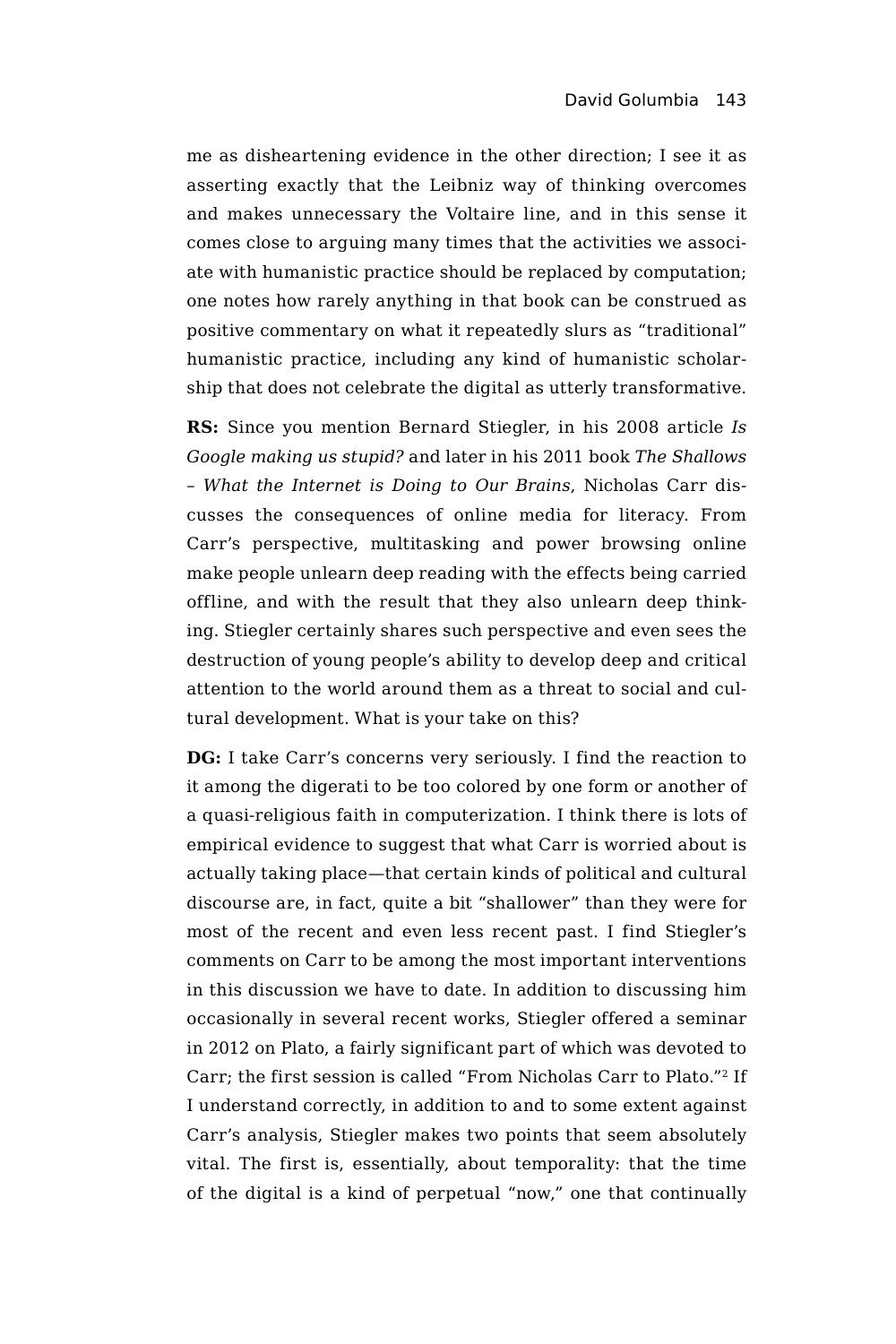me as disheartening evidence in the other direction; I see it as asserting exactly that the Leibniz way of thinking overcomes and makes unnecessary the Voltaire line, and in this sense it comes close to arguing many times that the activities we associate with humanistic practice should be replaced by computation; one notes how rarely anything in that book can be construed as positive commentary on what it repeatedly slurs as "traditional" humanistic practice, including any kind of humanistic scholarship that does not celebrate the digital as utterly transformative.

**RS:** Since you mention Bernard Stiegler, in his 2008 article *Is Google making us stupid?* and later in his 2011 book *The Shallows – What the Internet is Doing to Our Brains*, Nicholas Carr discusses the consequences of online media for literacy. From Carr's perspective, multitasking and power browsing online make people unlearn deep reading with the effects being carried offline, and with the result that they also unlearn deep thinking. Stiegler certainly shares such perspective and even sees the destruction of young people's ability to develop deep and critical attention to the world around them as a threat to social and cultural development. What is your take on this?

**DG:** I take Carr's concerns very seriously. I find the reaction to it among the digerati to be too colored by one form or another of a quasi-religious faith in computerization. I think there is lots of empirical evidence to suggest that what Carr is worried about is actually taking place—that certain kinds of political and cultural discourse are, in fact, quite a bit "shallower" than they were for most of the recent and even less recent past. I find Stiegler's comments on Carr to be among the most important interventions in this discussion we have to date. In addition to discussing him occasionally in several recent works, Stiegler offered a seminar in 2012 on Plato, a fairly significant part of which was devoted to Carr; the first session is called "From Nicholas Carr to Plato."[2] If I understand correctly, in addition to and to some extent against Carr's analysis, Stiegler makes two points that seem absolutely vital. The first is, essentially, about temporality: that the time of the digital is a kind of perpetual "now," one that continually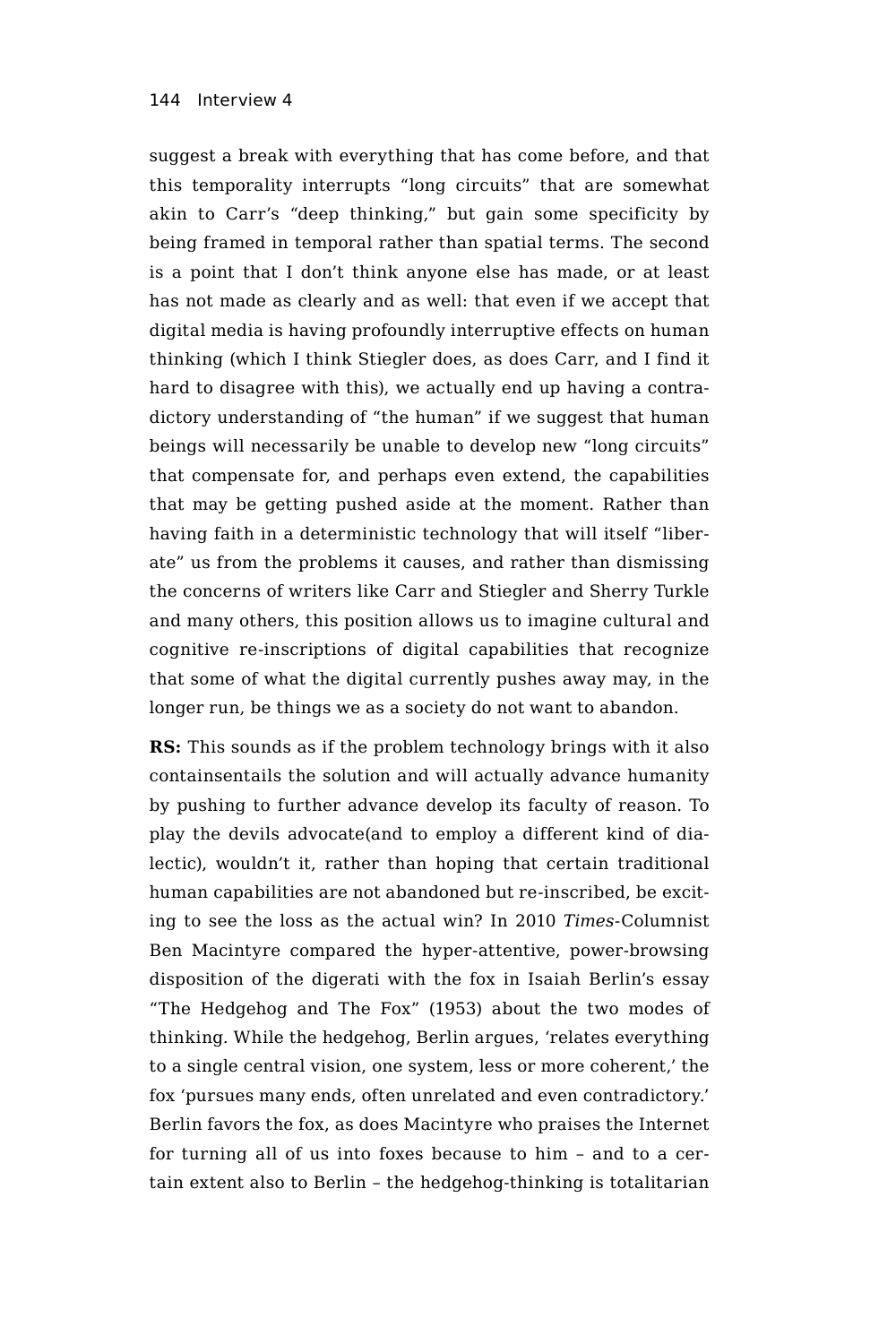suggest a break with everything that has come before, and that this temporality interrupts "long circuits" that are somewhat akin to Carr's "deep thinking," but gain some specificity by being framed in temporal rather than spatial terms. The second is a point that I don't think anyone else has made, or at least has not made as clearly and as well: that even if we accept that digital media is having profoundly interruptive effects on human thinking (which I think Stiegler does, as does Carr, and I find it hard to disagree with this), we actually end up having a contradictory understanding of "the human" if we suggest that human beings will necessarily be unable to develop new "long circuits" that compensate for, and perhaps even extend, the capabilities that may be getting pushed aside at the moment. Rather than having faith in a deterministic technology that will itself "liberate" us from the problems it causes, and rather than dismissing the concerns of writers like Carr and Stiegler and Sherry Turkle and many others, this position allows us to imagine cultural and cognitive re-inscriptions of digital capabilities that recognize that some of what the digital currently pushes away may, in the longer run, be things we as a society do not want to abandon.

**RS:** This sounds as if the problem technology brings with it also containsentails the solution and will actually advance humanity by pushing to further advance develop its faculty of reason. To play the devils advocate(and to employ a different kind of dialectic), wouldn't it, rather than hoping that certain traditional human capabilities are not abandoned but re-inscribed, be exciting to see the loss as the actual win? In 2010 *Times*-Columnist Ben Macintyre compared the hyper-attentive, power-browsing disposition of the digerati with the fox in Isaiah Berlin's essay "The Hedgehog and The Fox" (1953) about the two modes of thinking. While the hedgehog, Berlin argues, 'relates everything to a single central vision, one system, less or more coherent,' the fox 'pursues many ends, often unrelated and even contradictory.' Berlin favors the fox, as does Macintyre who praises the Internet for turning all of us into foxes because to him – and to a certain extent also to Berlin – the hedgehog-thinking is totalitarian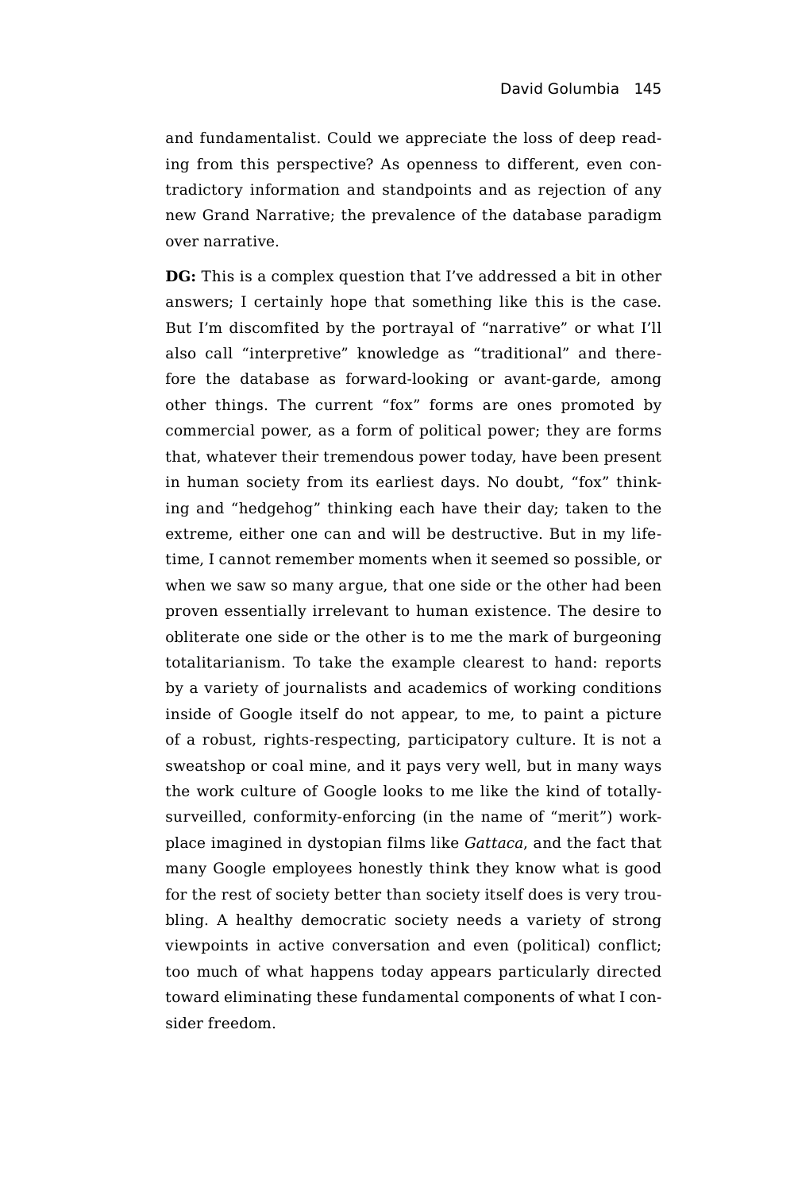and fundamentalist. Could we appreciate the loss of deep reading from this perspective? As openness to different, even contradictory information and standpoints and as rejection of any new Grand Narrative; the prevalence of the database paradigm over narrative.

**DG:** This is a complex question that I've addressed a bit in other answers; I certainly hope that something like this is the case. But I'm discomfited by the portrayal of "narrative" or what I'll also call "interpretive" knowledge as "traditional" and therefore the database as forward-looking or avant-garde, among other things. The current "fox" forms are ones promoted by commercial power, as a form of political power; they are forms that, whatever their tremendous power today, have been present in human society from its earliest days. No doubt, "fox" thinking and "hedgehog" thinking each have their day; taken to the extreme, either one can and will be destructive. But in my lifetime, I cannot remember moments when it seemed so possible, or when we saw so many argue, that one side or the other had been proven essentially irrelevant to human existence. The desire to obliterate one side or the other is to me the mark of burgeoning totalitarianism. To take the example clearest to hand: reports by a variety of journalists and academics of working conditions inside of Google itself do not appear, to me, to paint a picture of a robust, rights-respecting, participatory culture. It is not a sweatshop or coal mine, and it pays very well, but in many ways the work culture of Google looks to me like the kind of totally-surveilled, conformity-enforcing (in the name of "merit") workplace imagined in dystopian films like *Gattaca*, and the fact that many Google employees honestly think they know what is good for the rest of society better than society itself does is very troubling. A healthy democratic society needs a variety of strong viewpoints in active conversation and even (political) conflict; too much of what happens today appears particularly directed toward eliminating these fundamental components of what I consider freedom.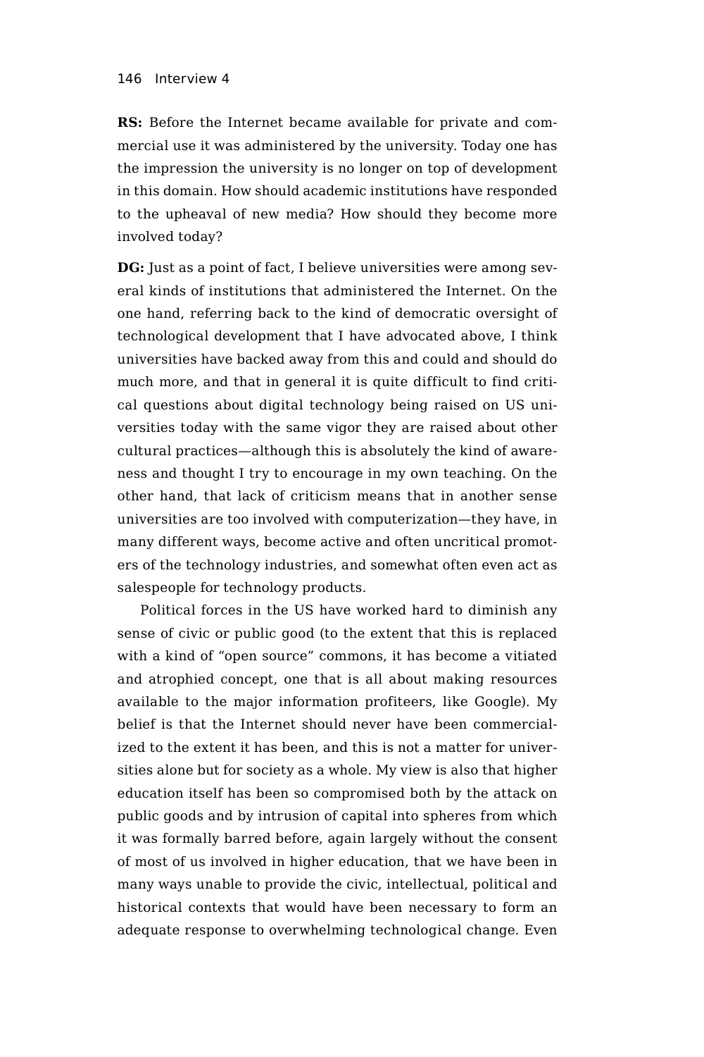**RS:** Before the Internet became available for private and commercial use it was administered by the university. Today one has the impression the university is no longer on top of development in this domain. How should academic institutions have responded to the upheaval of new media? How should they become more involved today?

**DG:** Just as a point of fact, I believe universities were among several kinds of institutions that administered the Internet. On the one hand, referring back to the kind of democratic oversight of technological development that I have advocated above, I think universities have backed away from this and could and should do much more, and that in general it is quite difficult to find critical questions about digital technology being raised on US universities today with the same vigor they are raised about other cultural practices—although this is absolutely the kind of awareness and thought I try to encourage in my own teaching. On the other hand, that lack of criticism means that in another sense universities are too involved with computerization—they have, in many different ways, become active and often uncritical promoters of the technology industries, and somewhat often even act as salespeople for technology products.

Political forces in the US have worked hard to diminish any sense of civic or public good (to the extent that this is replaced with a kind of "open source" commons, it has become a vitiated and atrophied concept, one that is all about making resources available to the major information profiteers, like Google). My belief is that the Internet should never have been commercialized to the extent it has been, and this is not a matter for universities alone but for society as a whole. My view is also that higher education itself has been so compromised both by the attack on public goods and by intrusion of capital into spheres from which it was formally barred before, again largely without the consent of most of us involved in higher education, that we have been in many ways unable to provide the civic, intellectual, political and historical contexts that would have been necessary to form an adequate response to overwhelming technological change. Even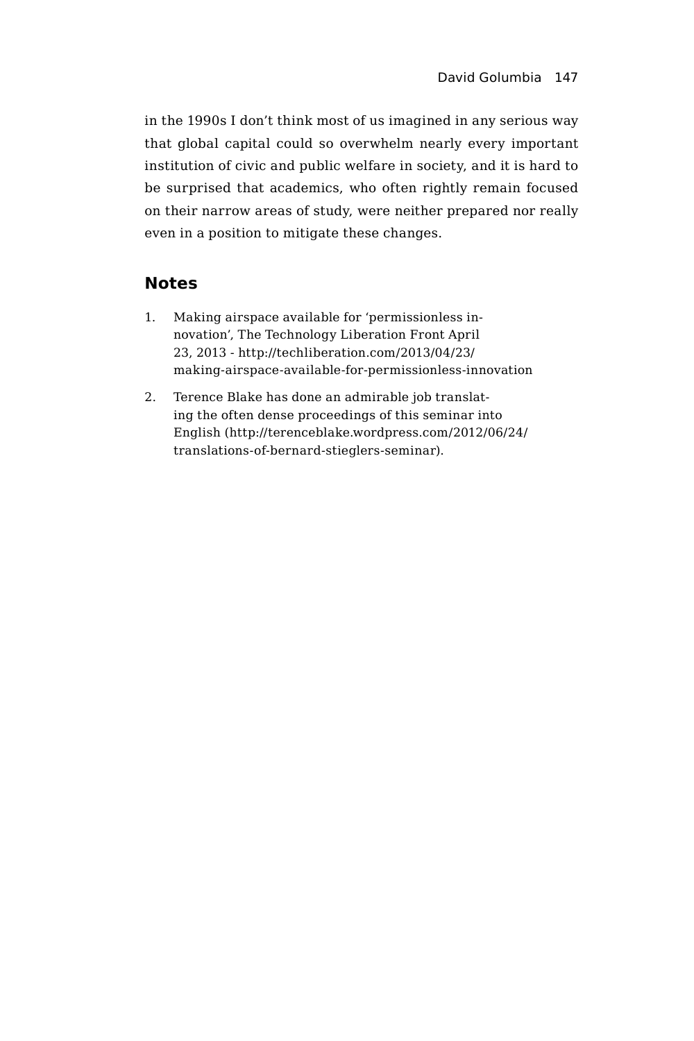in the 1990s I don’t think most of us imagined in any serious way that global capital could so overwhelm nearly every important institution of civic and public welfare in society, and it is hard to be surprised that academics, who often rightly remain focused on their narrow areas of study, were neither prepared nor really even in a position to mitigate these changes.

## Notes

1. Making airspace available for ‘permissionless innovation’, The Technology Liberation Front April 23, 2013 - http://techliberation.com/2013/04/23/making-airspace-available-for-permissionless-innovation
2. Terence Blake has done an admirable job translating the often dense proceedings of this seminar into English (http://terenceblake.wordpress.com/2012/06/24/translations-of-bernard-stieglers-seminar).